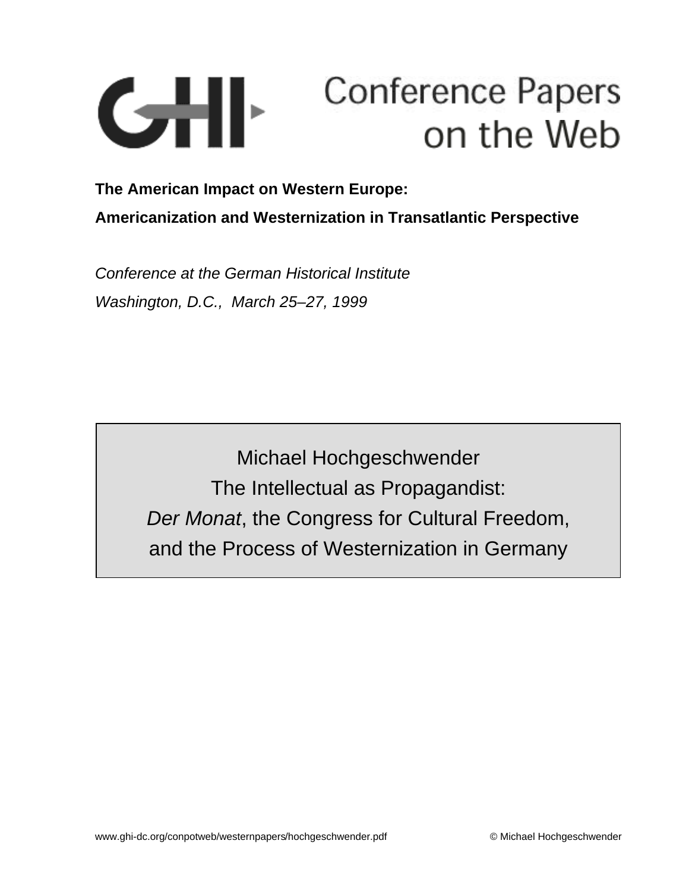# GHI Conference Papers on the Web

**The American Impact on Western Europe:**

**Americanization and Westernization in Transatlantic Perspective**

*Conference at the German Historical Institute*

*Washington, D.C., March 25–27, 1999*

## Michael Hochgeschwender

## The Intellectual as Propagandist: *Der Monat*, the Congress for Cultural Freedom, and the Process of Westernization in Germany

www.ghi-dc.org/conpotweb/westernpapers/hochgeschwender.pdf © Michael Hochgeschwender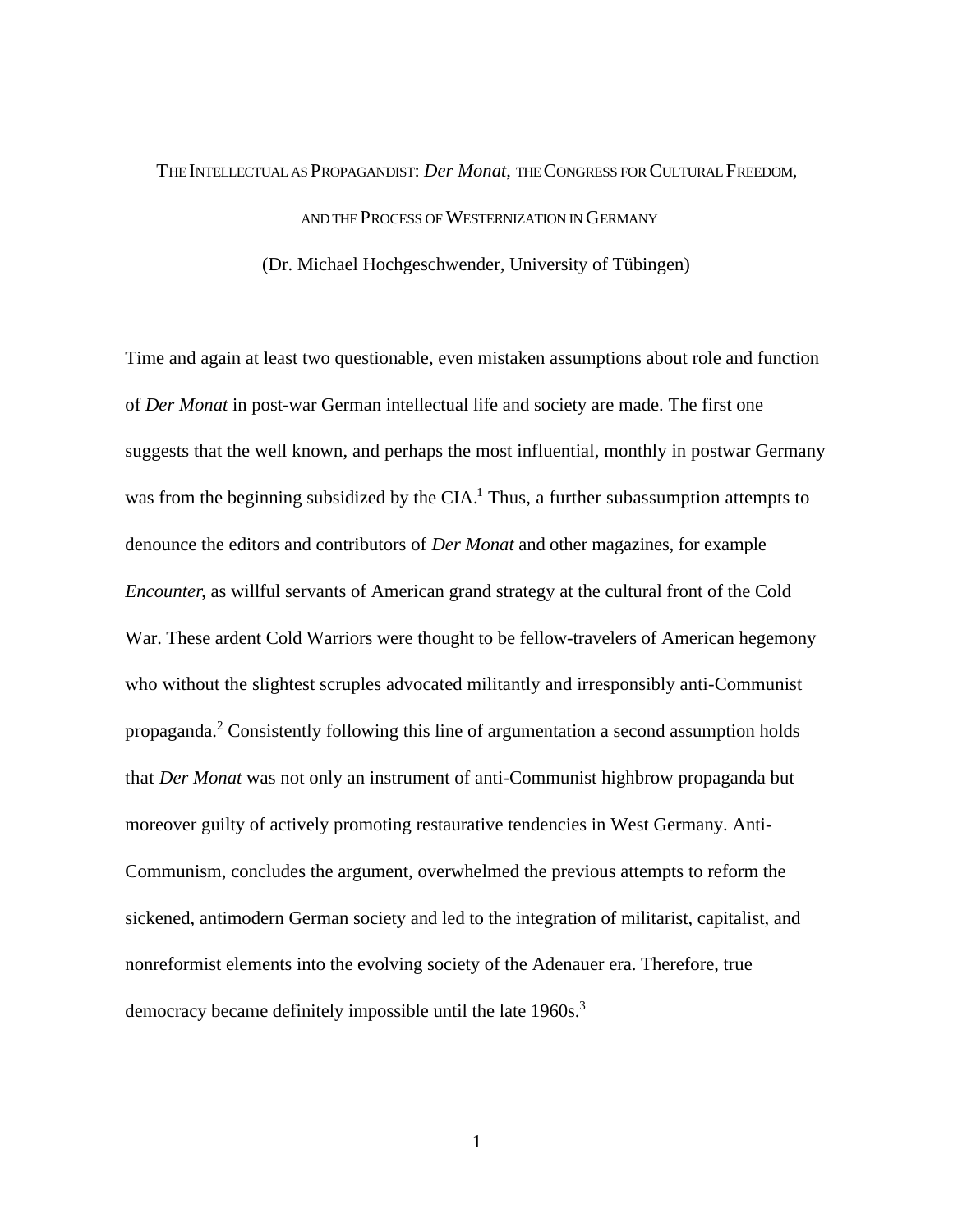# The Intellectual as Propagandist: *Der Monat*, the Congress for Cultural Freedom, and the Process of Westernization in Germany

(Dr. Michael Hochgeschwender, University of Tübingen)

Time and again at least two questionable, even mistaken assumptions about role and function of *Der Monat* in post-war German intellectual life and society are made. The first one suggests that the well known, and perhaps the most influential, monthly in postwar Germany was from the beginning subsidized by the CIA.[1] Thus, a further subassumption attempts to denounce the editors and contributors of *Der Monat* and other magazines, for example *Encounter*, as willful servants of American grand strategy at the cultural front of the Cold War. These ardent Cold Warriors were thought to be fellow-travelers of American hegemony who without the slightest scruples advocated militantly and irresponsibly anti-Communist propaganda.[2] Consistently following this line of argumentation a second assumption holds that *Der Monat* was not only an instrument of anti-Communist highbrow propaganda but moreover guilty of actively promoting restaurative tendencies in West Germany. Anti-Communism, concludes the argument, overwhelmed the previous attempts to reform the sickened, antimodern German society and led to the integration of militarist, capitalist, and nonreformist elements into the evolving society of the Adenauer era. Therefore, true democracy became definitely impossible until the late 1960s.[3]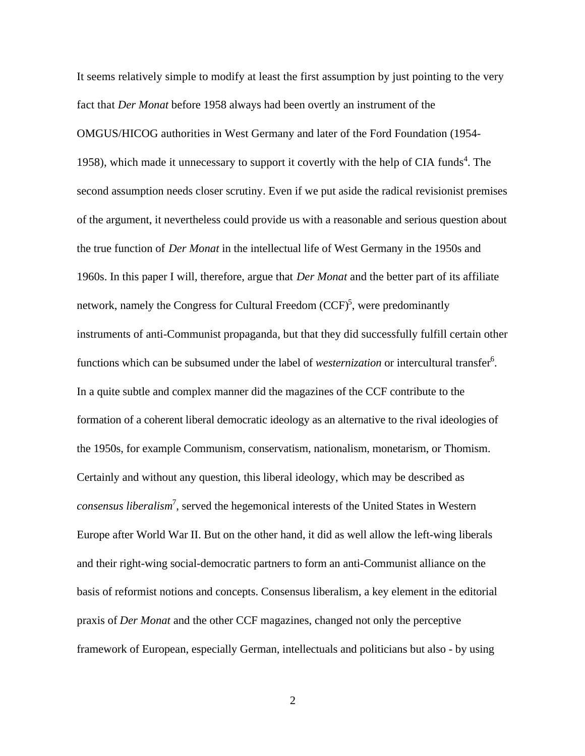It seems relatively simple to modify at least the first assumption by just pointing to the very fact that *Der Monat* before 1958 always had been overtly an instrument of the OMGUS/HICOG authorities in West Germany and later of the Ford Foundation (1954-1958), which made it unnecessary to support it covertly with the help of CIA funds[4]. The second assumption needs closer scrutiny. Even if we put aside the radical revisionist premises of the argument, it nevertheless could provide us with a reasonable and serious question about the true function of *Der Monat* in the intellectual life of West Germany in the 1950s and 1960s. In this paper I will, therefore, argue that *Der Monat* and the better part of its affiliate network, namely the Congress for Cultural Freedom (CCF)[5], were predominantly instruments of anti-Communist propaganda, but that they did successfully fulfill certain other functions which can be subsumed under the label of *westernization* or intercultural transfer[6]. In a quite subtle and complex manner did the magazines of the CCF contribute to the formation of a coherent liberal democratic ideology as an alternative to the rival ideologies of the 1950s, for example Communism, conservatism, nationalism, monetarism, or Thomism. Certainly and without any question, this liberal ideology, which may be described as *consensus liberalism*[7], served the hegemonical interests of the United States in Western Europe after World War II. But on the other hand, it did as well allow the left-wing liberals and their right-wing social-democratic partners to form an anti-Communist alliance on the basis of reformist notions and concepts. Consensus liberalism, a key element in the editorial praxis of *Der Monat* and the other CCF magazines, changed not only the perceptive framework of European, especially German, intellectuals and politicians but also - by using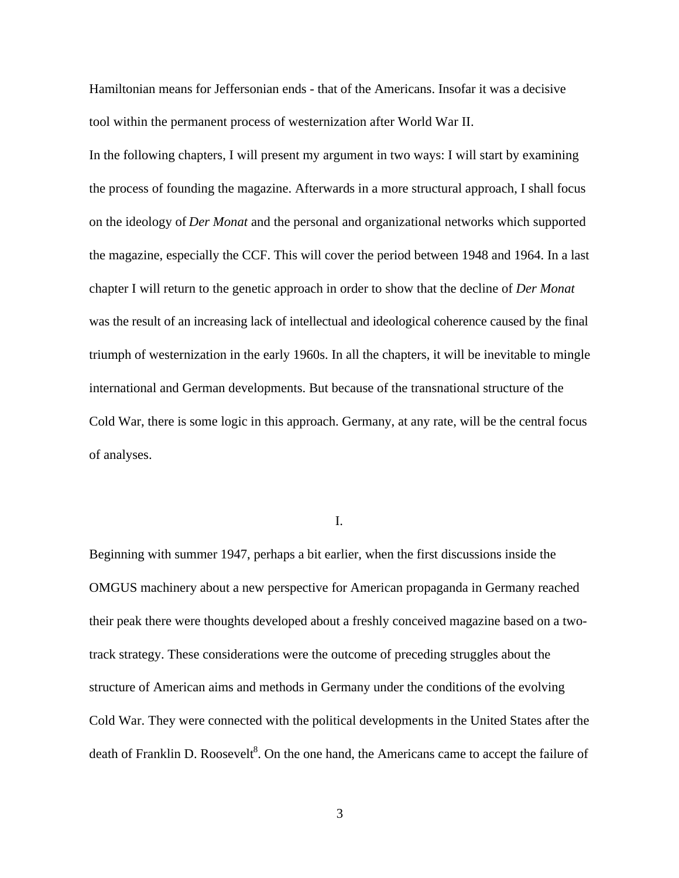Hamiltonian means for Jeffersonian ends - that of the Americans. Insofar it was a decisive tool within the permanent process of westernization after World War II.

In the following chapters, I will present my argument in two ways: I will start by examining the process of founding the magazine. Afterwards in a more structural approach, I shall focus on the ideology of *Der Monat* and the personal and organizational networks which supported the magazine, especially the CCF. This will cover the period between 1948 and 1964. In a last chapter I will return to the genetic approach in order to show that the decline of *Der Monat* was the result of an increasing lack of intellectual and ideological coherence caused by the final triumph of westernization in the early 1960s. In all the chapters, it will be inevitable to mingle international and German developments. But because of the transnational structure of the Cold War, there is some logic in this approach. Germany, at any rate, will be the central focus of analyses.

## I.

Beginning with summer 1947, perhaps a bit earlier, when the first discussions inside the OMGUS machinery about a new perspective for American propaganda in Germany reached their peak there were thoughts developed about a freshly conceived magazine based on a two-track strategy. These considerations were the outcome of preceding struggles about the structure of American aims and methods in Germany under the conditions of the evolving Cold War. They were connected with the political developments in the United States after the death of Franklin D. Roosevelt[8]. On the one hand, the Americans came to accept the failure of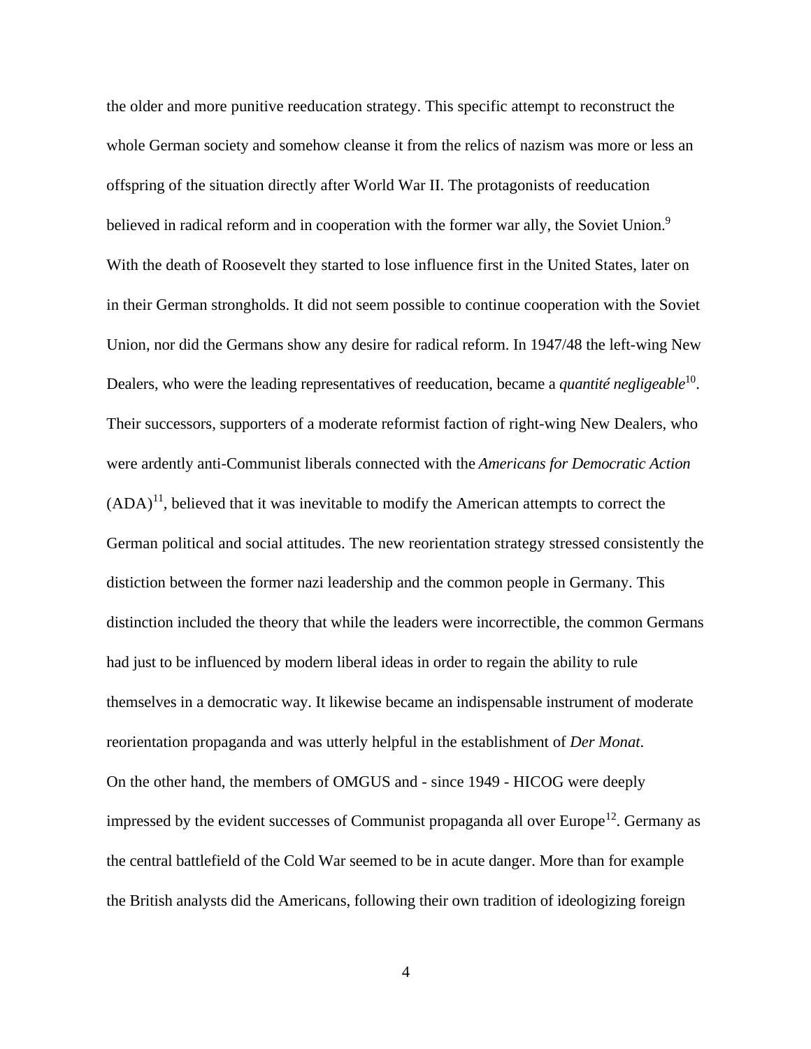the older and more punitive reeducation strategy. This specific attempt to reconstruct the whole German society and somehow cleanse it from the relics of nazism was more or less an offspring of the situation directly after World War II. The protagonists of reeducation believed in radical reform and in cooperation with the former war ally, the Soviet Union.[9] With the death of Roosevelt they started to lose influence first in the United States, later on in their German strongholds. It did not seem possible to continue cooperation with the Soviet Union, nor did the Germans show any desire for radical reform. In 1947/48 the left-wing New Dealers, who were the leading representatives of reeducation, became a *quantité negligeable*[10]. Their successors, supporters of a moderate reformist faction of right-wing New Dealers, who were ardently anti-Communist liberals connected with the *Americans for Democratic Action* (ADA)[11], believed that it was inevitable to modify the American attempts to correct the German political and social attitudes. The new reorientation strategy stressed consistently the distiction between the former nazi leadership and the common people in Germany. This distinction included the theory that while the leaders were incorrectible, the common Germans had just to be influenced by modern liberal ideas in order to regain the ability to rule themselves in a democratic way. It likewise became an indispensable instrument of moderate reorientation propaganda and was utterly helpful in the establishment of *Der Monat*.

On the other hand, the members of OMGUS and - since 1949 - HICOG were deeply impressed by the evident successes of Communist propaganda all over Europe[12]. Germany as the central battlefield of the Cold War seemed to be in acute danger. More than for example the British analysts did the Americans, following their own tradition of ideologizing foreign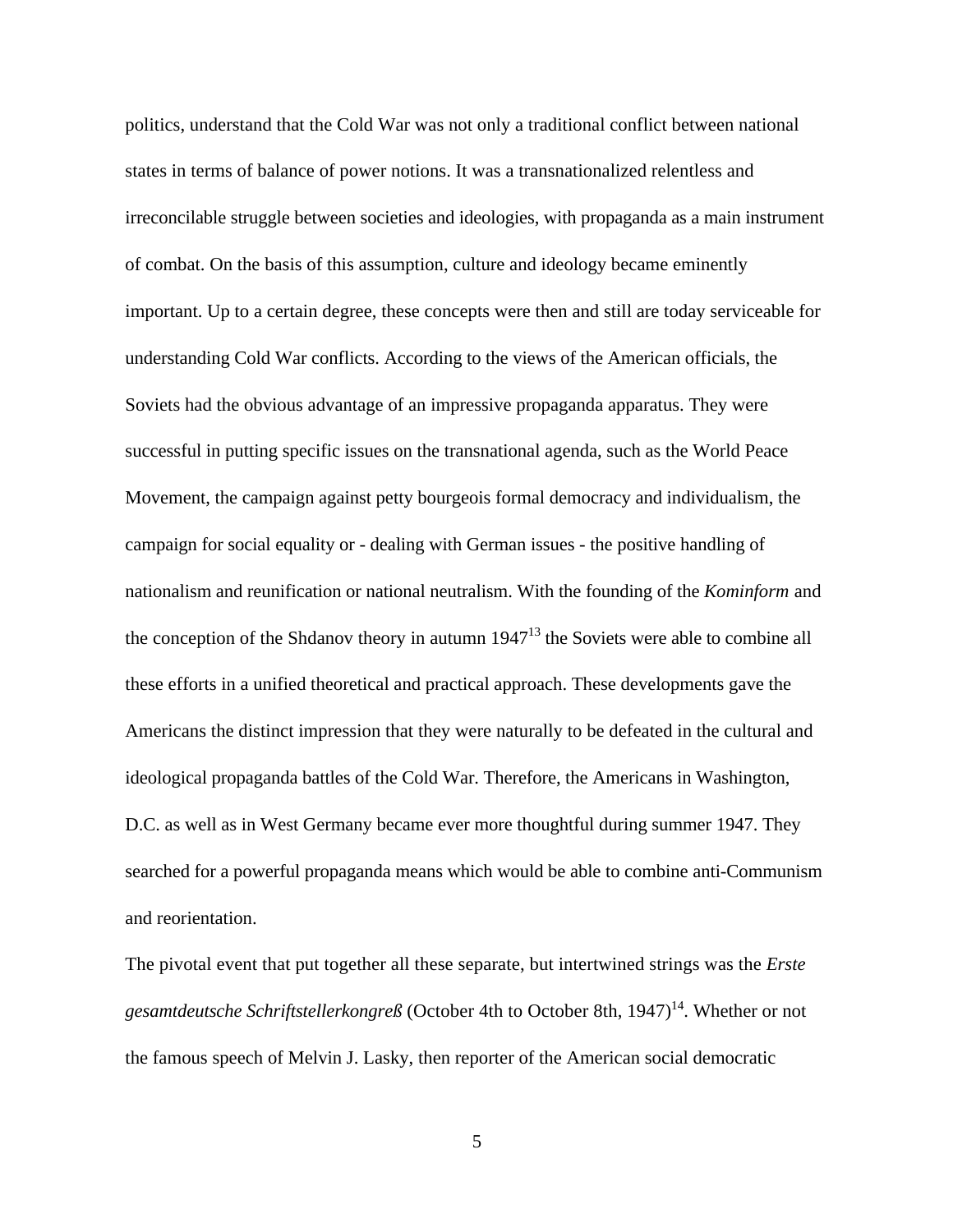politics, understand that the Cold War was not only a traditional conflict between national states in terms of balance of power notions. It was a transnationalized relentless and irreconcilable struggle between societies and ideologies, with propaganda as a main instrument of combat. On the basis of this assumption, culture and ideology became eminently important. Up to a certain degree, these concepts were then and still are today serviceable for understanding Cold War conflicts. According to the views of the American officials, the Soviets had the obvious advantage of an impressive propaganda apparatus. They were successful in putting specific issues on the transnational agenda, such as the World Peace Movement, the campaign against petty bourgeois formal democracy and individualism, the campaign for social equality or - dealing with German issues - the positive handling of nationalism and reunification or national neutralism. With the founding of the *Kominform* and the conception of the Shdanov theory in autumn 1947[13] the Soviets were able to combine all these efforts in a unified theoretical and practical approach. These developments gave the Americans the distinct impression that they were naturally to be defeated in the cultural and ideological propaganda battles of the Cold War. Therefore, the Americans in Washington, D.C. as well as in West Germany became ever more thoughtful during summer 1947. They searched for a powerful propaganda means which would be able to combine anti-Communism and reorientation.

The pivotal event that put together all these separate, but intertwined strings was the *Erste gesamtdeutsche Schriftstellerkongreß* (October 4th to October 8th, 1947)[14]. Whether or not the famous speech of Melvin J. Lasky, then reporter of the American social democratic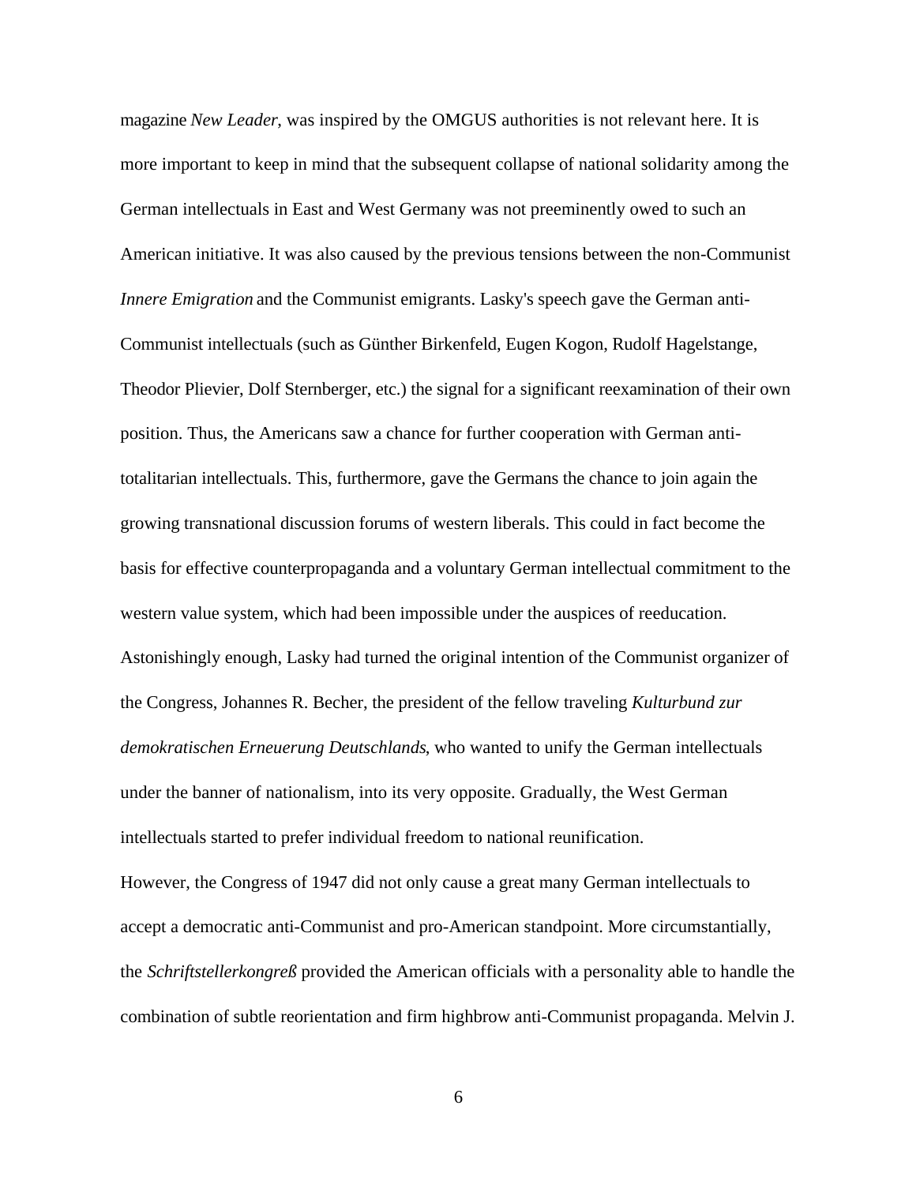magazine *New Leader*, was inspired by the OMGUS authorities is not relevant here. It is more important to keep in mind that the subsequent collapse of national solidarity among the German intellectuals in East and West Germany was not preeminently owed to such an American initiative. It was also caused by the previous tensions between the non-Communist *Innere Emigration* and the Communist emigrants. Lasky's speech gave the German anti-Communist intellectuals (such as Günther Birkenfeld, Eugen Kogon, Rudolf Hagelstange, Theodor Plievier, Dolf Sternberger, etc.) the signal for a significant reexamination of their own position. Thus, the Americans saw a chance for further cooperation with German anti-totalitarian intellectuals. This, furthermore, gave the Germans the chance to join again the growing transnational discussion forums of western liberals. This could in fact become the basis for effective counterpropaganda and a voluntary German intellectual commitment to the western value system, which had been impossible under the auspices of reeducation. Astonishingly enough, Lasky had turned the original intention of the Communist organizer of the Congress, Johannes R. Becher, the president of the fellow traveling *Kulturbund zur demokratischen Erneuerung Deutschlands*, who wanted to unify the German intellectuals under the banner of nationalism, into its very opposite. Gradually, the West German intellectuals started to prefer individual freedom to national reunification.

However, the Congress of 1947 did not only cause a great many German intellectuals to accept a democratic anti-Communist and pro-American standpoint. More circumstantially, the *Schriftstellerkongreß* provided the American officials with a personality able to handle the combination of subtle reorientation and firm highbrow anti-Communist propaganda. Melvin J.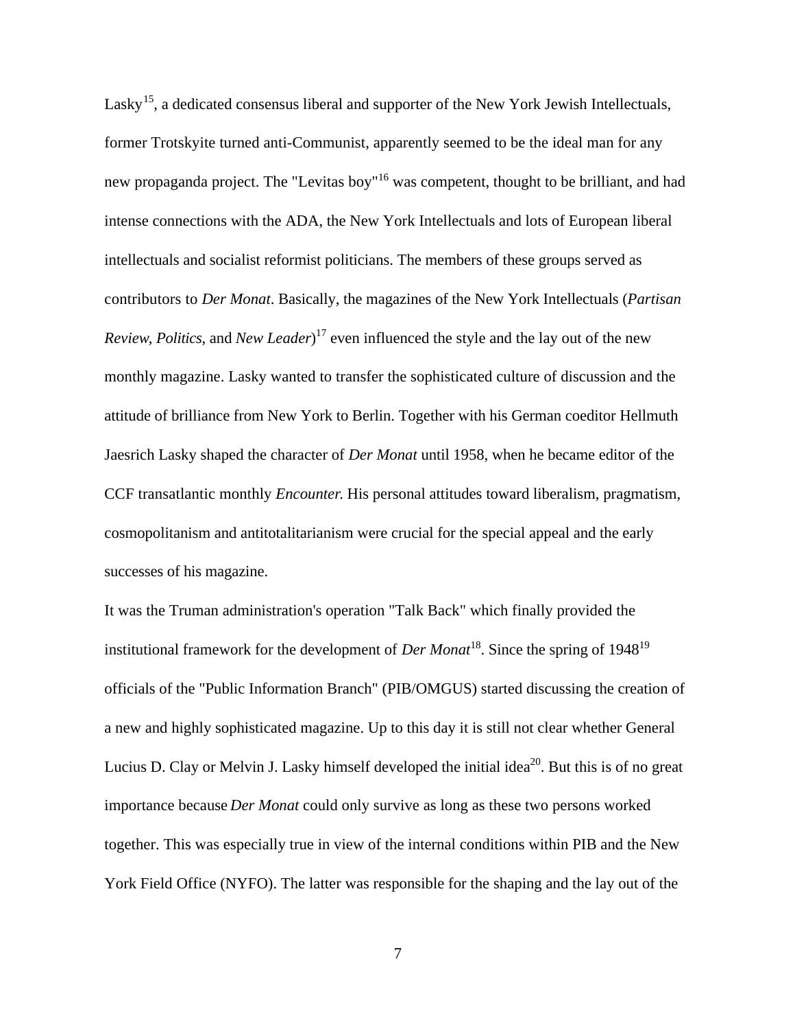Lasky[15], a dedicated consensus liberal and supporter of the New York Jewish Intellectuals, former Trotskyite turned anti-Communist, apparently seemed to be the ideal man for any new propaganda project. The "Levitas boy"[16] was competent, thought to be brilliant, and had intense connections with the ADA, the New York Intellectuals and lots of European liberal intellectuals and socialist reformist politicians. The members of these groups served as contributors to *Der Monat*. Basically, the magazines of the New York Intellectuals (*Partisan Review*, *Politics*, and *New Leader*)[17] even influenced the style and the lay out of the new monthly magazine. Lasky wanted to transfer the sophisticated culture of discussion and the attitude of brilliance from New York to Berlin. Together with his German coeditor Hellmuth Jaesrich Lasky shaped the character of *Der Monat* until 1958, when he became editor of the CCF transatlantic monthly *Encounter.* His personal attitudes toward liberalism, pragmatism, cosmopolitanism and antitotalitarianism were crucial for the special appeal and the early successes of his magazine.

It was the Truman administration's operation "Talk Back" which finally provided the institutional framework for the development of *Der Monat*[18]. Since the spring of 1948[19] officials of the "Public Information Branch" (PIB/OMGUS) started discussing the creation of a new and highly sophisticated magazine. Up to this day it is still not clear whether General Lucius D. Clay or Melvin J. Lasky himself developed the initial idea[20]. But this is of no great importance because *Der Monat* could only survive as long as these two persons worked together. This was especially true in view of the internal conditions within PIB and the New York Field Office (NYFO). The latter was responsible for the shaping and the lay out of the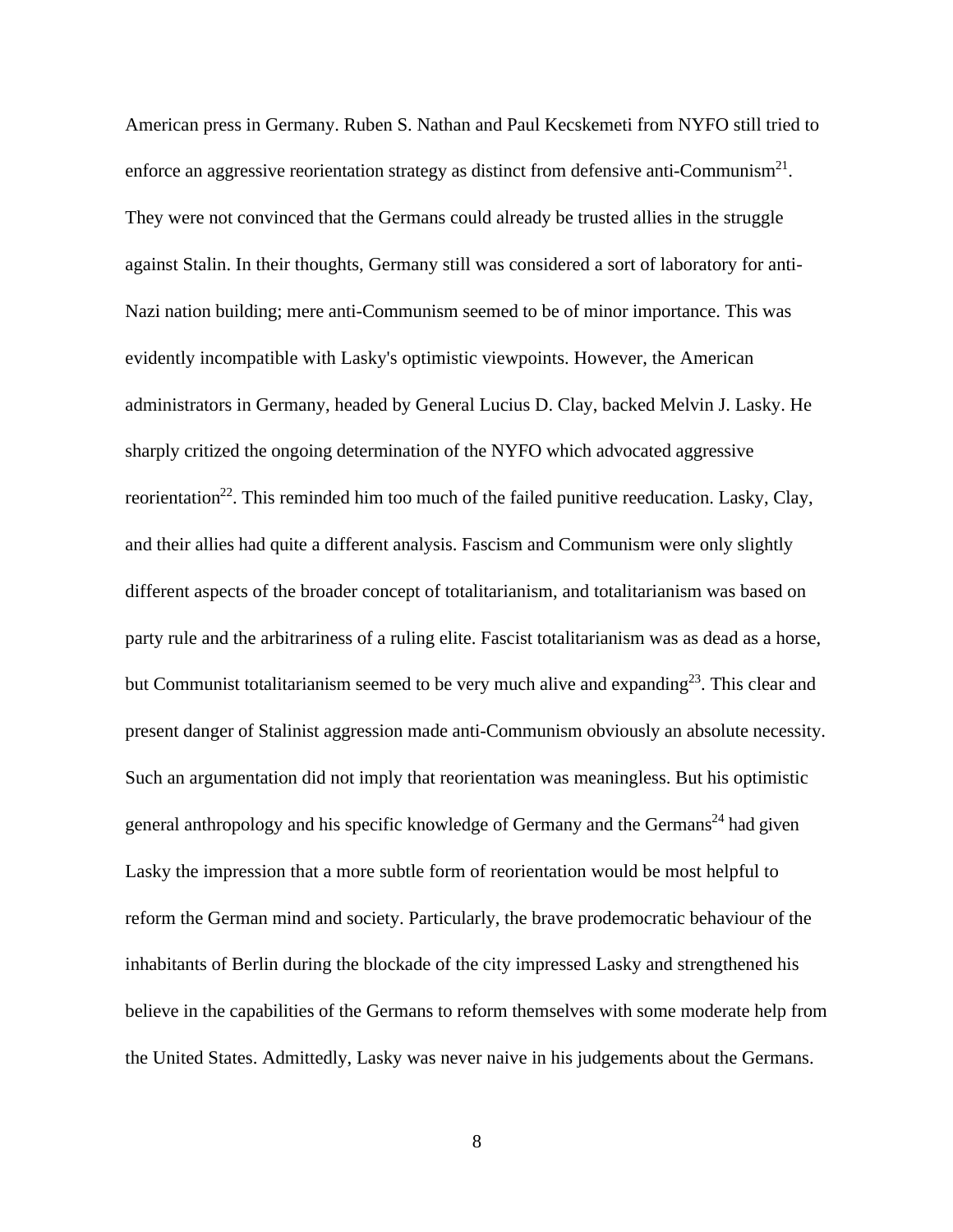American press in Germany. Ruben S. Nathan and Paul Kecskemeti from NYFO still tried to enforce an aggressive reorientation strategy as distinct from defensive anti-Communism[21]. They were not convinced that the Germans could already be trusted allies in the struggle against Stalin. In their thoughts, Germany still was considered a sort of laboratory for anti-Nazi nation building; mere anti-Communism seemed to be of minor importance. This was evidently incompatible with Lasky's optimistic viewpoints. However, the American administrators in Germany, headed by General Lucius D. Clay, backed Melvin J. Lasky. He sharply critized the ongoing determination of the NYFO which advocated aggressive reorientation[22]. This reminded him too much of the failed punitive reeducation. Lasky, Clay, and their allies had quite a different analysis. Fascism and Communism were only slightly different aspects of the broader concept of totalitarianism, and totalitarianism was based on party rule and the arbitrariness of a ruling elite. Fascist totalitarianism was as dead as a horse, but Communist totalitarianism seemed to be very much alive and expanding[23]. This clear and present danger of Stalinist aggression made anti-Communism obviously an absolute necessity. Such an argumentation did not imply that reorientation was meaningless. But his optimistic general anthropology and his specific knowledge of Germany and the Germans[24] had given Lasky the impression that a more subtle form of reorientation would be most helpful to reform the German mind and society. Particularly, the brave prodemocratic behaviour of the inhabitants of Berlin during the blockade of the city impressed Lasky and strengthened his believe in the capabilities of the Germans to reform themselves with some moderate help from the United States. Admittedly, Lasky was never naive in his judgements about the Germans.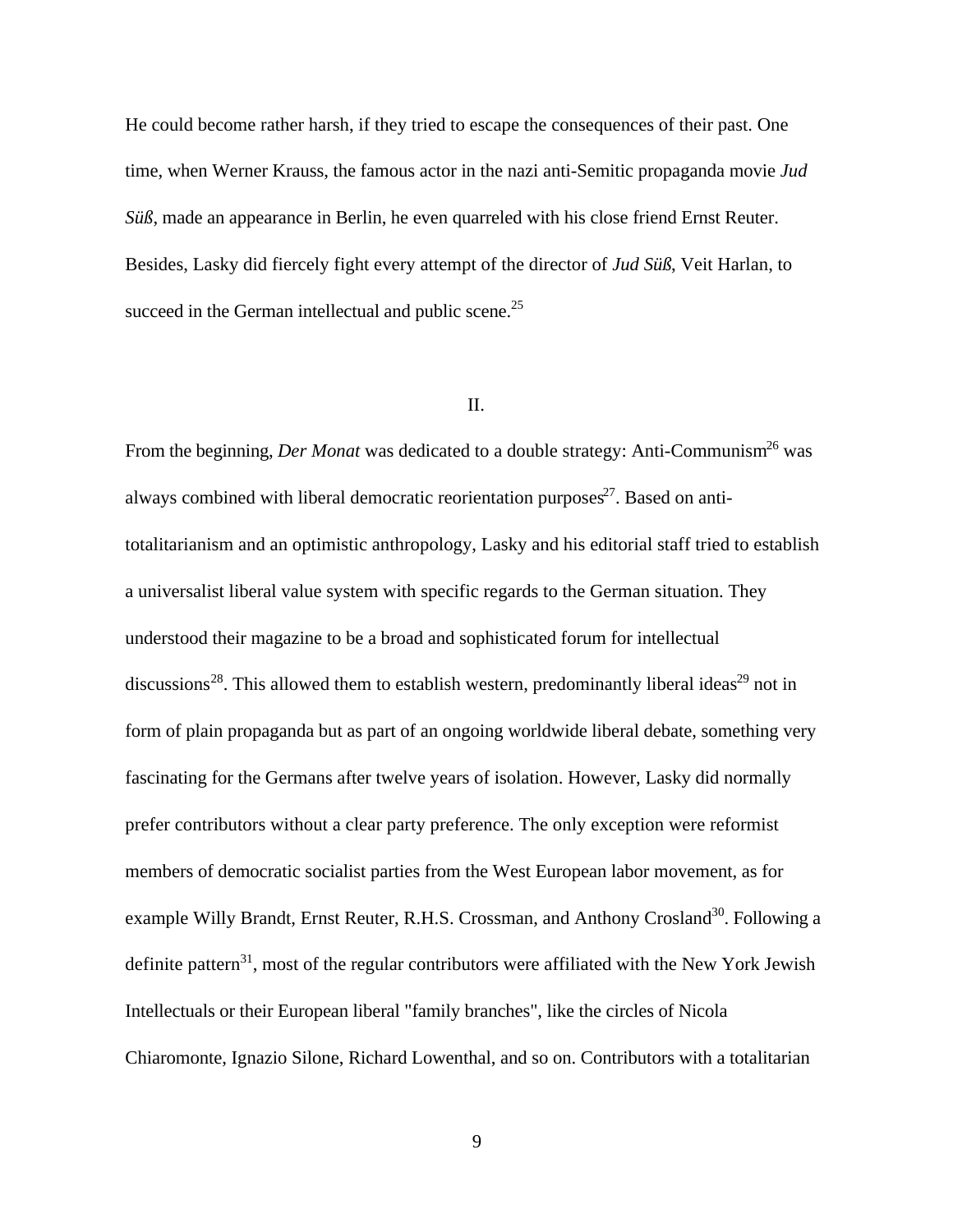He could become rather harsh, if they tried to escape the consequences of their past. One time, when Werner Krauss, the famous actor in the nazi anti-Semitic propaganda movie *Jud Süß*, made an appearance in Berlin, he even quarreled with his close friend Ernst Reuter. Besides, Lasky did fiercely fight every attempt of the director of *Jud Süß*, Veit Harlan, to succeed in the German intellectual and public scene.[25]

## II.

From the beginning, *Der Monat* was dedicated to a double strategy: Anti-Communism[26] was always combined with liberal democratic reorientation purposes[27]. Based on anti-totalitarianism and an optimistic anthropology, Lasky and his editorial staff tried to establish a universalist liberal value system with specific regards to the German situation. They understood their magazine to be a broad and sophisticated forum for intellectual discussions[28]. This allowed them to establish western, predominantly liberal ideas[29] not in form of plain propaganda but as part of an ongoing worldwide liberal debate, something very fascinating for the Germans after twelve years of isolation. However, Lasky did normally prefer contributors without a clear party preference. The only exception were reformist members of democratic socialist parties from the West European labor movement, as for example Willy Brandt, Ernst Reuter, R.H.S. Crossman, and Anthony Crosland[30]. Following a definite pattern[31], most of the regular contributors were affiliated with the New York Jewish Intellectuals or their European liberal "family branches", like the circles of Nicola Chiaromonte, Ignazio Silone, Richard Lowenthal, and so on. Contributors with a totalitarian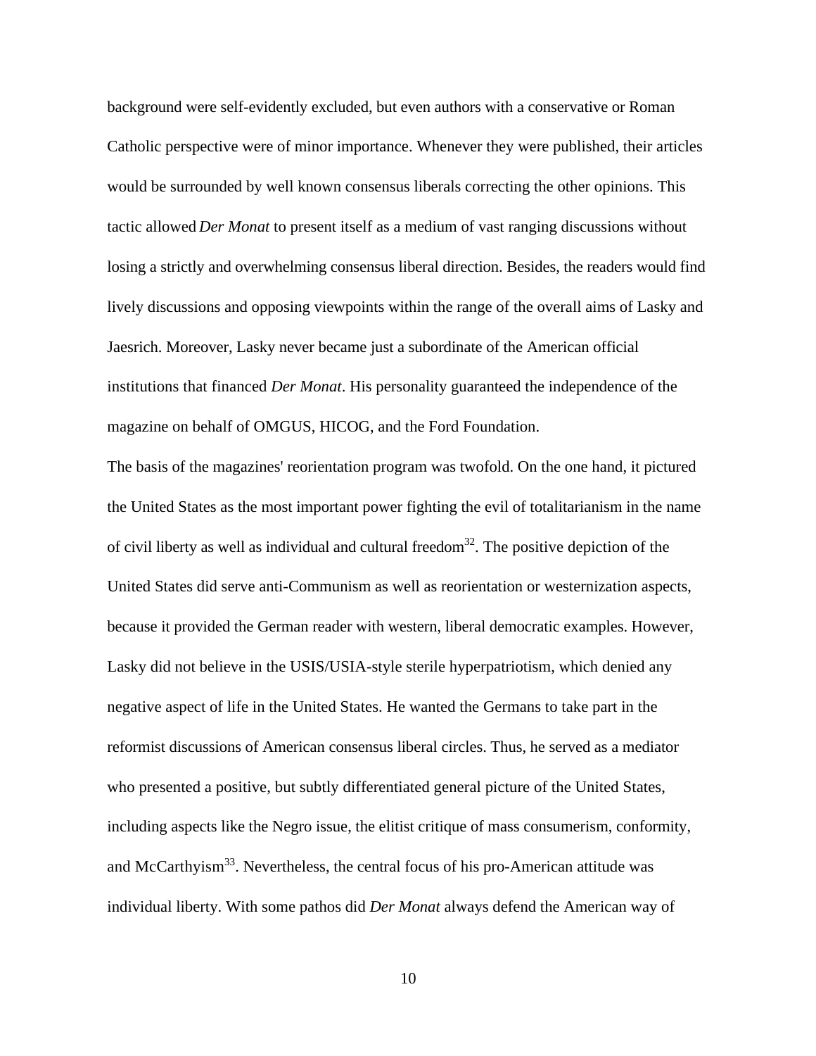background were self-evidently excluded, but even authors with a conservative or Roman Catholic perspective were of minor importance. Whenever they were published, their articles would be surrounded by well known consensus liberals correcting the other opinions. This tactic allowed *Der Monat* to present itself as a medium of vast ranging discussions without losing a strictly and overwhelming consensus liberal direction. Besides, the readers would find lively discussions and opposing viewpoints within the range of the overall aims of Lasky and Jaesrich. Moreover, Lasky never became just a subordinate of the American official institutions that financed *Der Monat*. His personality guaranteed the independence of the magazine on behalf of OMGUS, HICOG, and the Ford Foundation.

The basis of the magazines' reorientation program was twofold. On the one hand, it pictured the United States as the most important power fighting the evil of totalitarianism in the name of civil liberty as well as individual and cultural freedom[32]. The positive depiction of the United States did serve anti-Communism as well as reorientation or westernization aspects, because it provided the German reader with western, liberal democratic examples. However, Lasky did not believe in the USIS/USIA-style sterile hyperpatriotism, which denied any negative aspect of life in the United States. He wanted the Germans to take part in the reformist discussions of American consensus liberal circles. Thus, he served as a mediator who presented a positive, but subtly differentiated general picture of the United States, including aspects like the Negro issue, the elitist critique of mass consumerism, conformity, and McCarthyism[33]. Nevertheless, the central focus of his pro-American attitude was individual liberty. With some pathos did *Der Monat* always defend the American way of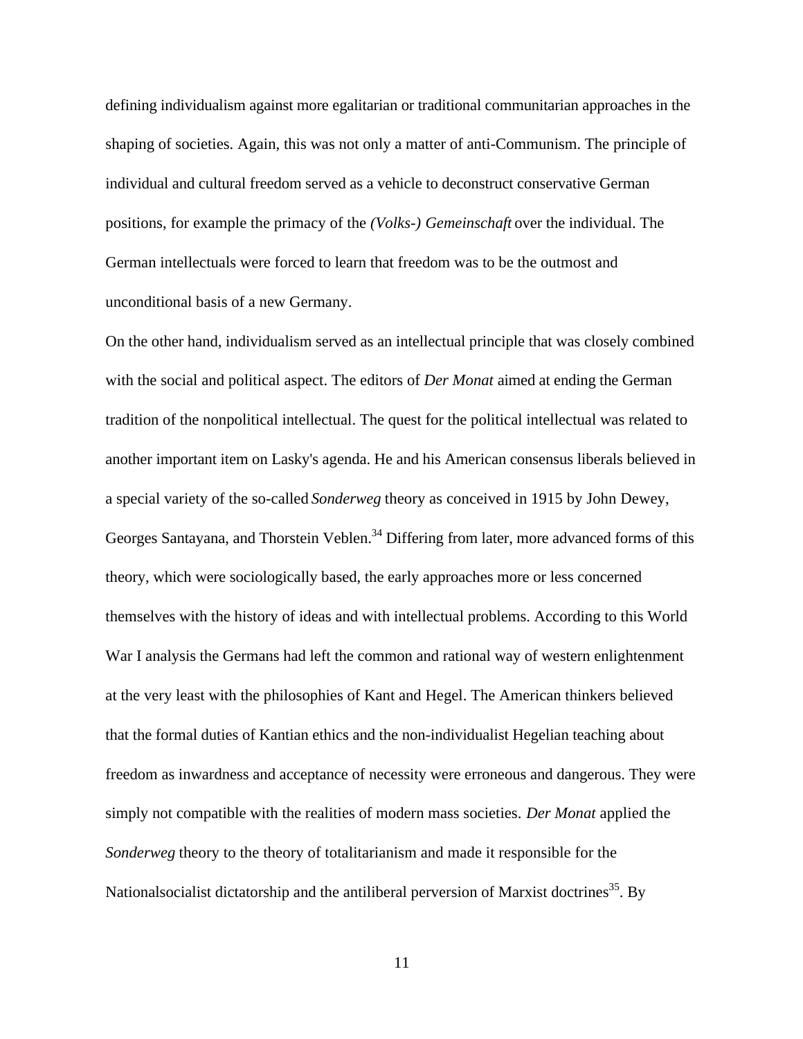defining individualism against more egalitarian or traditional communitarian approaches in the shaping of societies. Again, this was not only a matter of anti-Communism. The principle of individual and cultural freedom served as a vehicle to deconstruct conservative German positions, for example the primacy of the *(Volks-) Gemeinschaft* over the individual. The German intellectuals were forced to learn that freedom was to be the outmost and unconditional basis of a new Germany.

On the other hand, individualism served as an intellectual principle that was closely combined with the social and political aspect. The editors of *Der Monat* aimed at ending the German tradition of the nonpolitical intellectual. The quest for the political intellectual was related to another important item on Lasky's agenda. He and his American consensus liberals believed in a special variety of the so-called *Sonderweg* theory as conceived in 1915 by John Dewey, Georges Santayana, and Thorstein Veblen.[34] Differing from later, more advanced forms of this theory, which were sociologically based, the early approaches more or less concerned themselves with the history of ideas and with intellectual problems. According to this World War I analysis the Germans had left the common and rational way of western enlightenment at the very least with the philosophies of Kant and Hegel. The American thinkers believed that the formal duties of Kantian ethics and the non-individualist Hegelian teaching about freedom as inwardness and acceptance of necessity were erroneous and dangerous. They were simply not compatible with the realities of modern mass societies. *Der Monat* applied the *Sonderweg* theory to the theory of totalitarianism and made it responsible for the Nationalsocialist dictatorship and the antiliberal perversion of Marxist doctrines[35]. By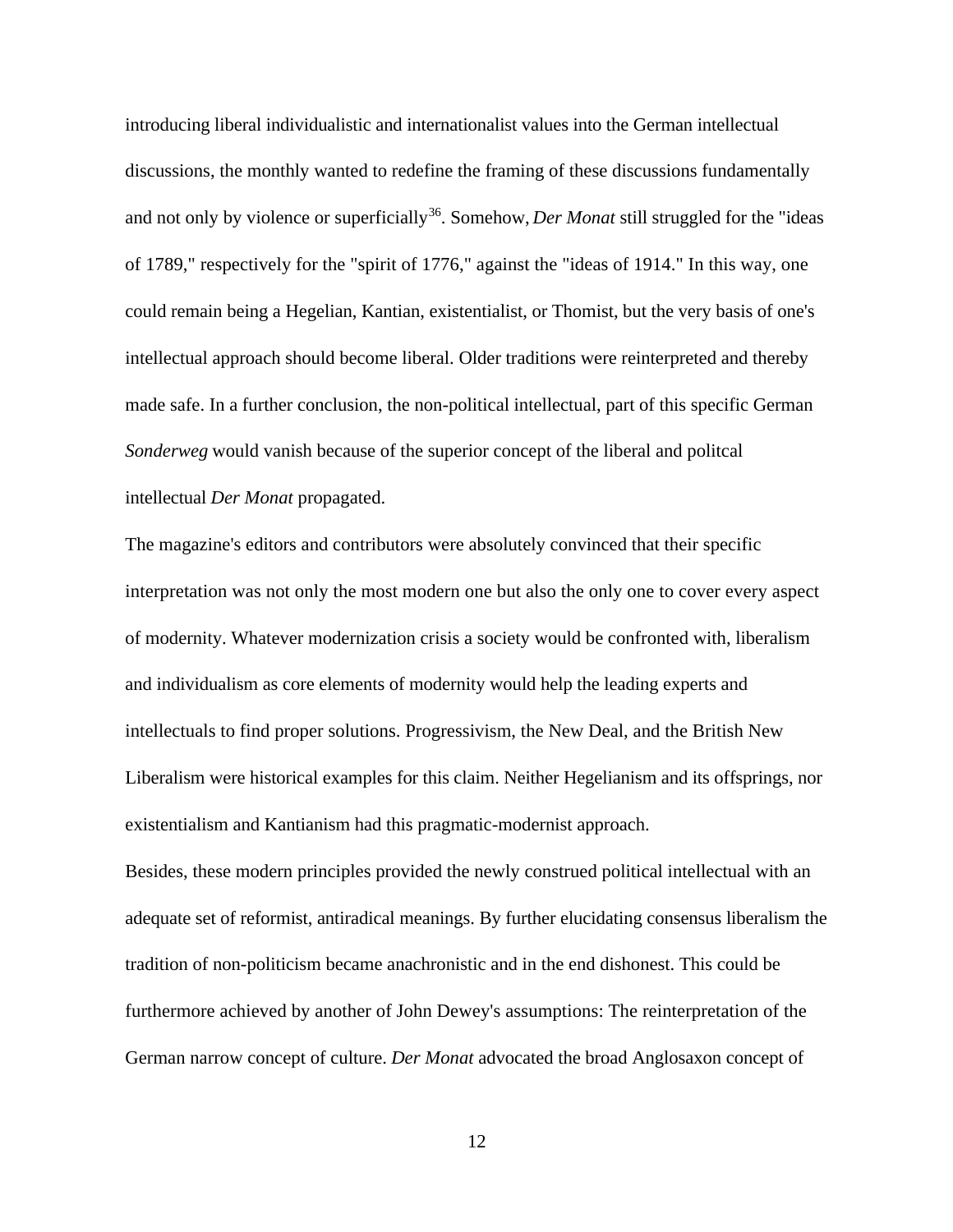introducing liberal individualistic and internationalist values into the German intellectual discussions, the monthly wanted to redefine the framing of these discussions fundamentally and not only by violence or superficially[36]. Somehow, *Der Monat* still struggled for the "ideas of 1789," respectively for the "spirit of 1776," against the "ideas of 1914." In this way, one could remain being a Hegelian, Kantian, existentialist, or Thomist, but the very basis of one's intellectual approach should become liberal. Older traditions were reinterpreted and thereby made safe. In a further conclusion, the non-political intellectual, part of this specific German *Sonderweg* would vanish because of the superior concept of the liberal and politcal intellectual *Der Monat* propagated.

The magazine's editors and contributors were absolutely convinced that their specific interpretation was not only the most modern one but also the only one to cover every aspect of modernity. Whatever modernization crisis a society would be confronted with, liberalism and individualism as core elements of modernity would help the leading experts and intellectuals to find proper solutions. Progressivism, the New Deal, and the British New Liberalism were historical examples for this claim. Neither Hegelianism and its offsprings, nor existentialism and Kantianism had this pragmatic-modernist approach.

Besides, these modern principles provided the newly construed political intellectual with an adequate set of reformist, antiradical meanings. By further elucidating consensus liberalism the tradition of non-politicism became anachronistic and in the end dishonest. This could be furthermore achieved by another of John Dewey's assumptions: The reinterpretation of the German narrow concept of culture. *Der Monat* advocated the broad Anglosaxon concept of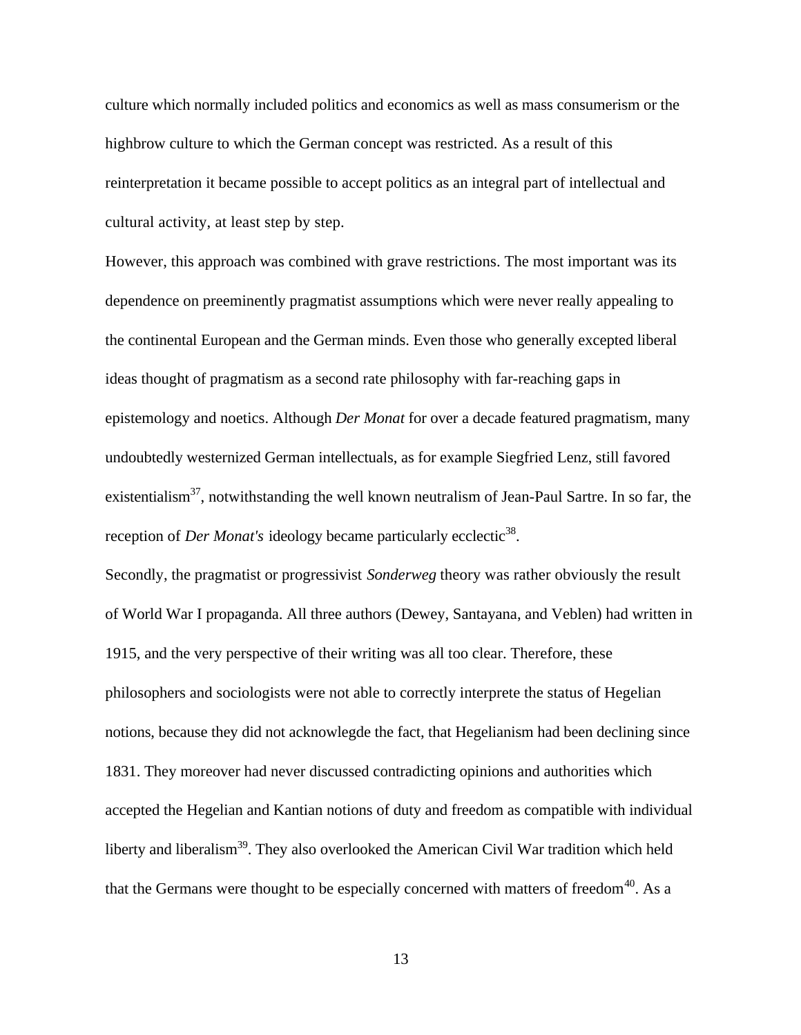culture which normally included politics and economics as well as mass consumerism or the highbrow culture to which the German concept was restricted. As a result of this reinterpretation it became possible to accept politics as an integral part of intellectual and cultural activity, at least step by step.

However, this approach was combined with grave restrictions. The most important was its dependence on preeminently pragmatist assumptions which were never really appealing to the continental European and the German minds. Even those who generally excepted liberal ideas thought of pragmatism as a second rate philosophy with far-reaching gaps in epistemology and noetics. Although *Der Monat* for over a decade featured pragmatism, many undoubtedly westernized German intellectuals, as for example Siegfried Lenz, still favored existentialism[37], notwithstanding the well known neutralism of Jean-Paul Sartre. In so far, the reception of *Der Monat's* ideology became particularly ecclectic[38].

Secondly, the pragmatist or progressivist *Sonderweg* theory was rather obviously the result of World War I propaganda. All three authors (Dewey, Santayana, and Veblen) had written in 1915, and the very perspective of their writing was all too clear. Therefore, these philosophers and sociologists were not able to correctly interprete the status of Hegelian notions, because they did not acknowlegde the fact, that Hegelianism had been declining since 1831. They moreover had never discussed contradicting opinions and authorities which accepted the Hegelian and Kantian notions of duty and freedom as compatible with individual liberty and liberalism[39]. They also overlooked the American Civil War tradition which held that the Germans were thought to be especially concerned with matters of freedom[40]. As a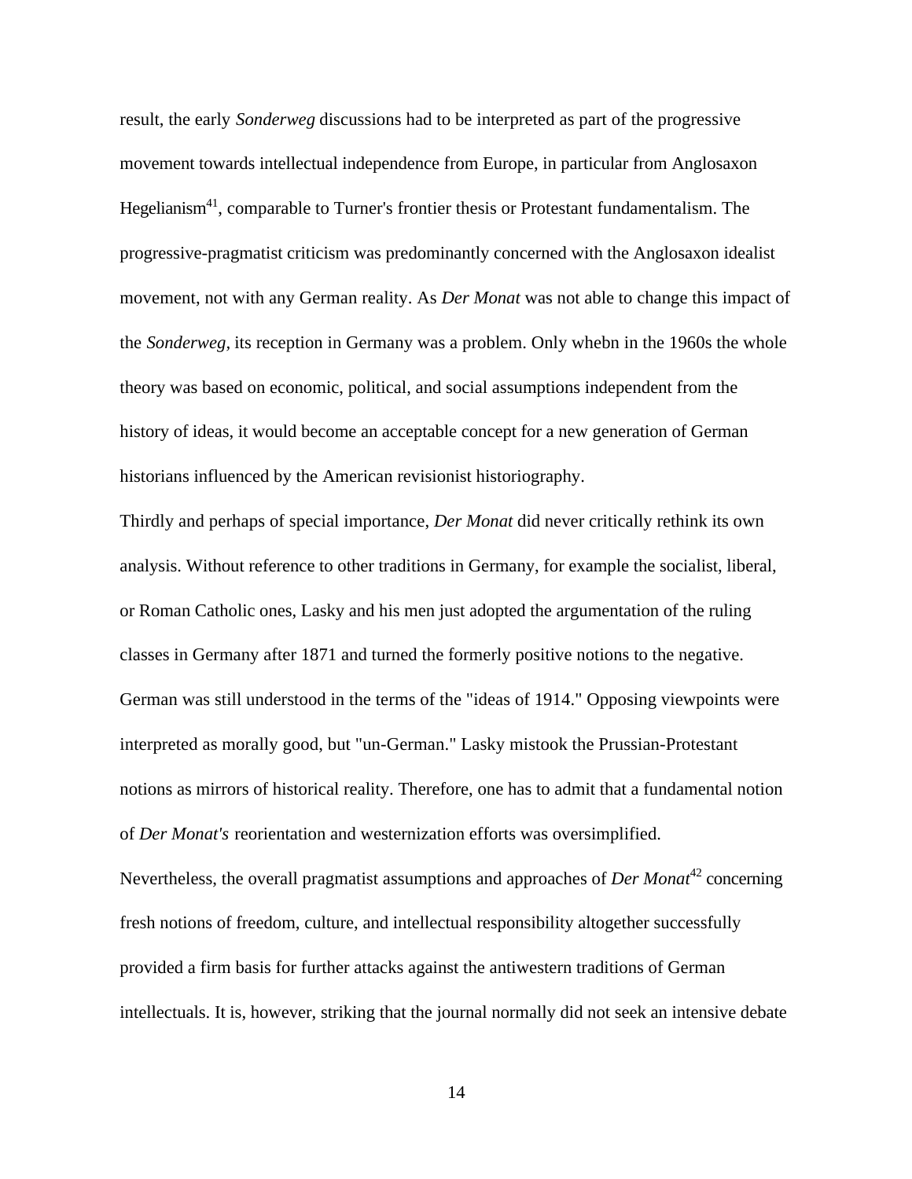result, the early *Sonderweg* discussions had to be interpreted as part of the progressive movement towards intellectual independence from Europe, in particular from Anglosaxon Hegelianism[41], comparable to Turner's frontier thesis or Protestant fundamentalism. The progressive-pragmatist criticism was predominantly concerned with the Anglosaxon idealist movement, not with any German reality. As *Der Monat* was not able to change this impact of the *Sonderweg*, its reception in Germany was a problem. Only whebn in the 1960s the whole theory was based on economic, political, and social assumptions independent from the history of ideas, it would become an acceptable concept for a new generation of German historians influenced by the American revisionist historiography.

Thirdly and perhaps of special importance, *Der Monat* did never critically rethink its own analysis. Without reference to other traditions in Germany, for example the socialist, liberal, or Roman Catholic ones, Lasky and his men just adopted the argumentation of the ruling classes in Germany after 1871 and turned the formerly positive notions to the negative. German was still understood in the terms of the "ideas of 1914." Opposing viewpoints were interpreted as morally good, but "un-German." Lasky mistook the Prussian-Protestant notions as mirrors of historical reality. Therefore, one has to admit that a fundamental notion of *Der Monat's* reorientation and westernization efforts was oversimplified.

Nevertheless, the overall pragmatist assumptions and approaches of *Der Monat*[42] concerning fresh notions of freedom, culture, and intellectual responsibility altogether successfully provided a firm basis for further attacks against the antiwestern traditions of German intellectuals. It is, however, striking that the journal normally did not seek an intensive debate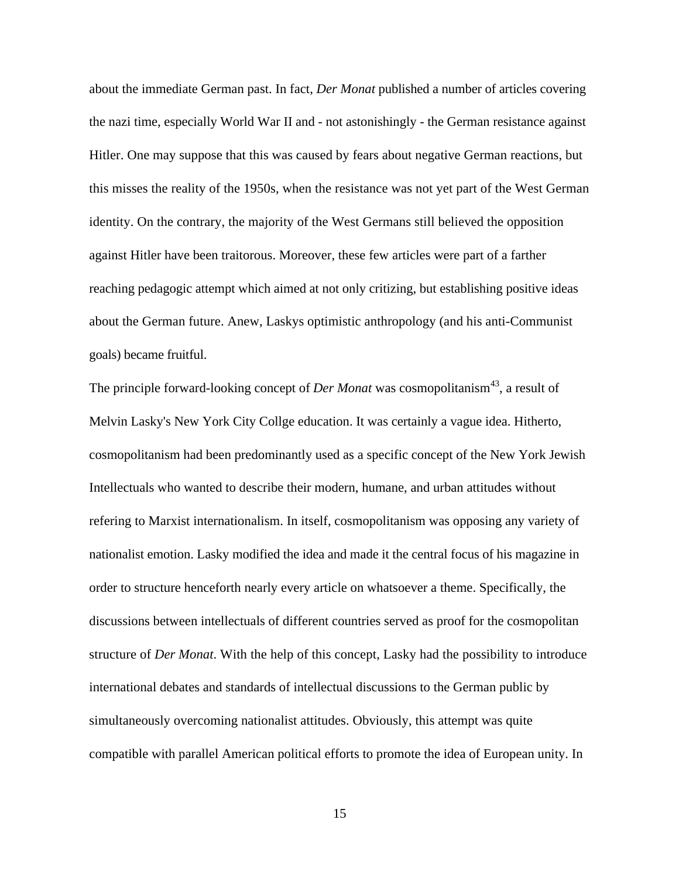about the immediate German past. In fact, *Der Monat* published a number of articles covering the nazi time, especially World War II and - not astonishingly - the German resistance against Hitler. One may suppose that this was caused by fears about negative German reactions, but this misses the reality of the 1950s, when the resistance was not yet part of the West German identity. On the contrary, the majority of the West Germans still believed the opposition against Hitler have been traitorous. Moreover, these few articles were part of a farther reaching pedagogic attempt which aimed at not only critizing, but establishing positive ideas about the German future. Anew, Laskys optimistic anthropology (and his anti-Communist goals) became fruitful.

The principle forward-looking concept of *Der Monat* was cosmopolitanism[43], a result of Melvin Lasky's New York City Collge education. It was certainly a vague idea. Hitherto, cosmopolitanism had been predominantly used as a specific concept of the New York Jewish Intellectuals who wanted to describe their modern, humane, and urban attitudes without refering to Marxist internationalism. In itself, cosmopolitanism was opposing any variety of nationalist emotion. Lasky modified the idea and made it the central focus of his magazine in order to structure henceforth nearly every article on whatsoever a theme. Specifically, the discussions between intellectuals of different countries served as proof for the cosmopolitan structure of *Der Monat*. With the help of this concept, Lasky had the possibility to introduce international debates and standards of intellectual discussions to the German public by simultaneously overcoming nationalist attitudes. Obviously, this attempt was quite compatible with parallel American political efforts to promote the idea of European unity. In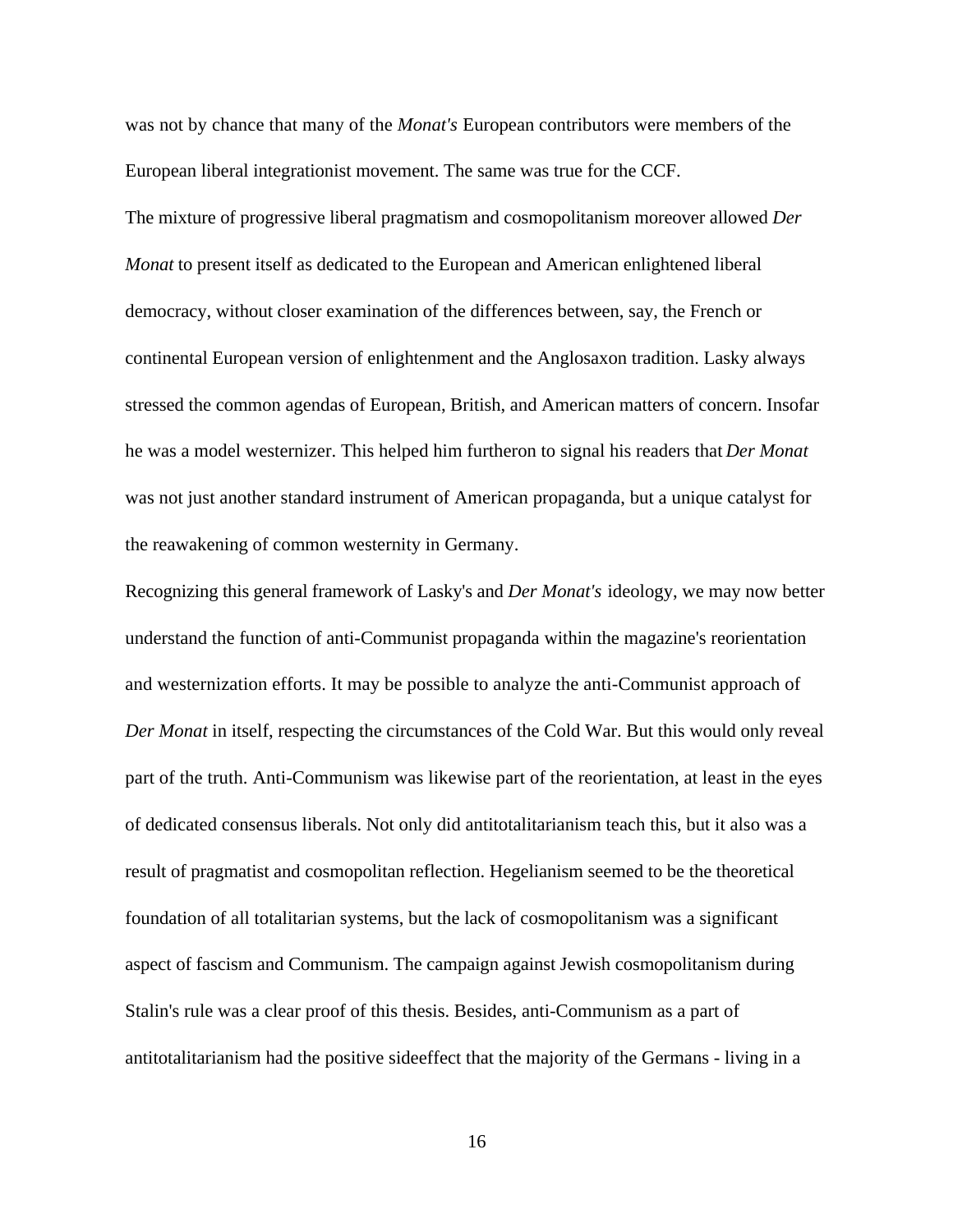was not by chance that many of the *Monat's* European contributors were members of the European liberal integrationist movement. The same was true for the CCF.

The mixture of progressive liberal pragmatism and cosmopolitanism moreover allowed *Der Monat* to present itself as dedicated to the European and American enlightened liberal democracy, without closer examination of the differences between, say, the French or continental European version of enlightenment and the Anglosaxon tradition. Lasky always stressed the common agendas of European, British, and American matters of concern. Insofar he was a model westernizer. This helped him furtheron to signal his readers that *Der Monat* was not just another standard instrument of American propaganda, but a unique catalyst for the reawakening of common westernity in Germany.

Recognizing this general framework of Lasky's and *Der Monat's* ideology, we may now better understand the function of anti-Communist propaganda within the magazine's reorientation and westernization efforts. It may be possible to analyze the anti-Communist approach of *Der Monat* in itself, respecting the circumstances of the Cold War. But this would only reveal part of the truth. Anti-Communism was likewise part of the reorientation, at least in the eyes of dedicated consensus liberals. Not only did antitotalitarianism teach this, but it also was a result of pragmatist and cosmopolitan reflection. Hegelianism seemed to be the theoretical foundation of all totalitarian systems, but the lack of cosmopolitanism was a significant aspect of fascism and Communism. The campaign against Jewish cosmopolitanism during Stalin's rule was a clear proof of this thesis. Besides, anti-Communism as a part of antitotalitarianism had the positive sideeffect that the majority of the Germans - living in a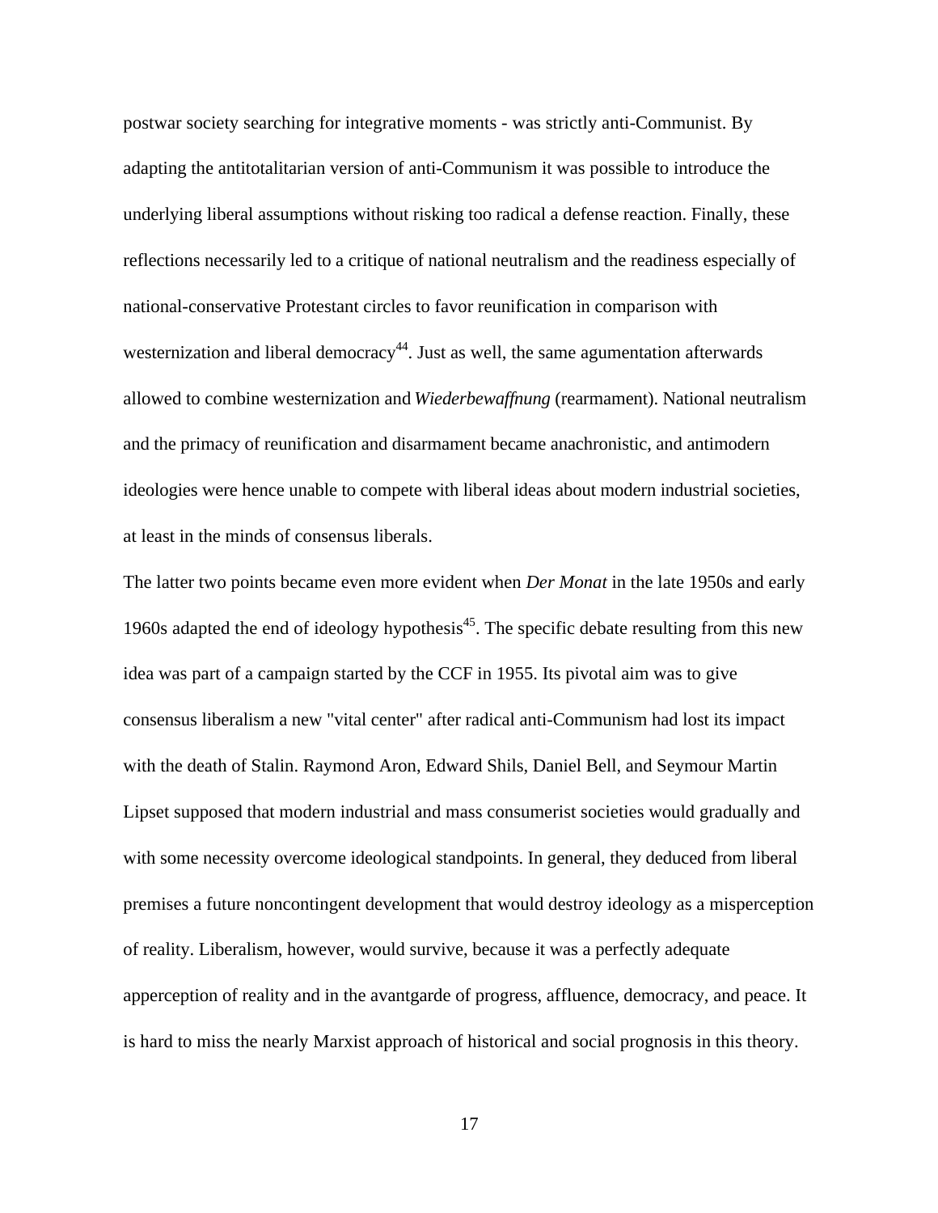postwar society searching for integrative moments - was strictly anti-Communist. By adapting the antitotalitarian version of anti-Communism it was possible to introduce the underlying liberal assumptions without risking too radical a defense reaction. Finally, these reflections necessarily led to a critique of national neutralism and the readiness especially of national-conservative Protestant circles to favor reunification in comparison with westernization and liberal democracy[44]. Just as well, the same agumentation afterwards allowed to combine westernization and *Wiederbewaffnung* (rearmament). National neutralism and the primacy of reunification and disarmament became anachronistic, and antimodern ideologies were hence unable to compete with liberal ideas about modern industrial societies, at least in the minds of consensus liberals.

The latter two points became even more evident when *Der Monat* in the late 1950s and early 1960s adapted the end of ideology hypothesis[45]. The specific debate resulting from this new idea was part of a campaign started by the CCF in 1955. Its pivotal aim was to give consensus liberalism a new "vital center" after radical anti-Communism had lost its impact with the death of Stalin. Raymond Aron, Edward Shils, Daniel Bell, and Seymour Martin Lipset supposed that modern industrial and mass consumerist societies would gradually and with some necessity overcome ideological standpoints. In general, they deduced from liberal premises a future noncontingent development that would destroy ideology as a misperception of reality. Liberalism, however, would survive, because it was a perfectly adequate apperception of reality and in the avantgarde of progress, affluence, democracy, and peace. It is hard to miss the nearly Marxist approach of historical and social prognosis in this theory.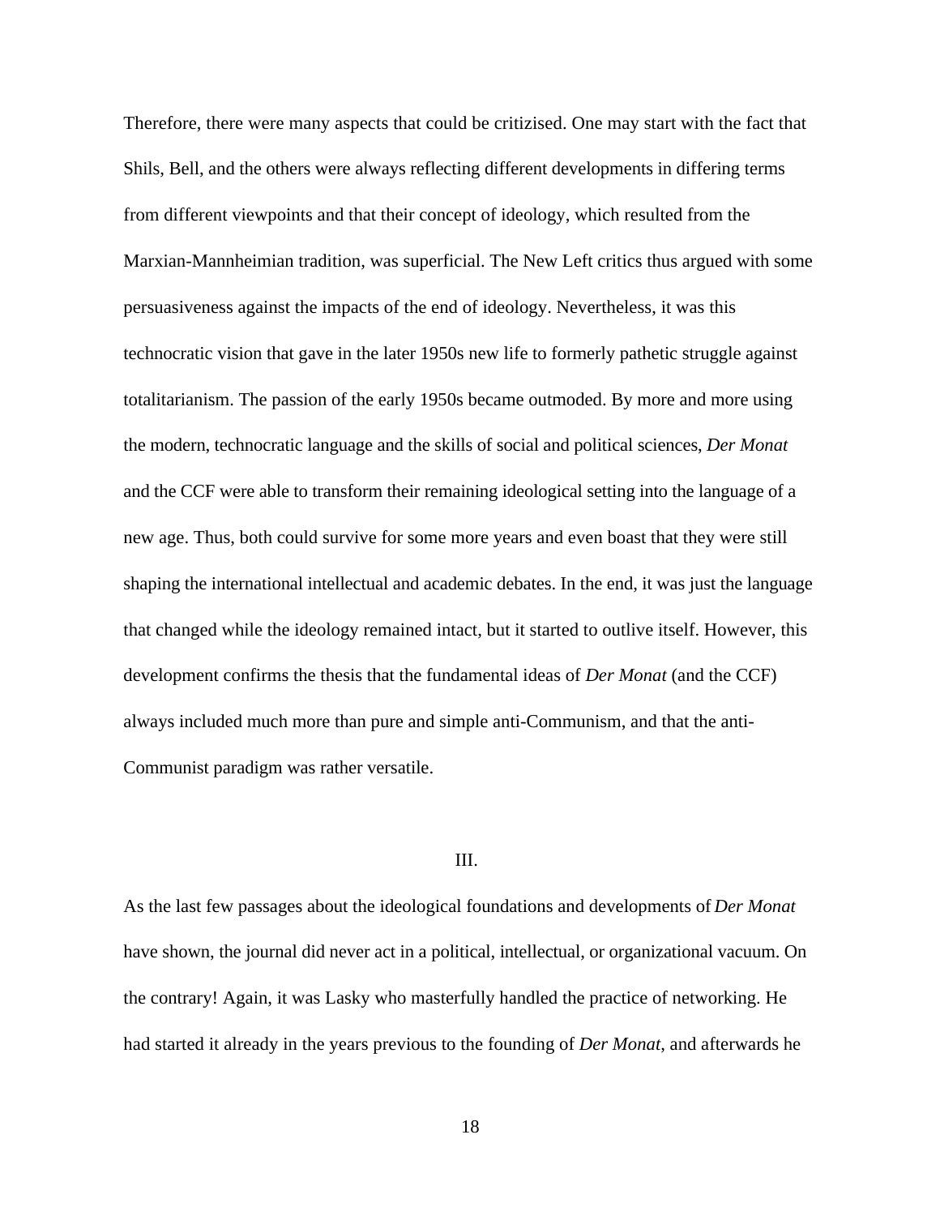Therefore, there were many aspects that could be critizised. One may start with the fact that Shils, Bell, and the others were always reflecting different developments in differing terms from different viewpoints and that their concept of ideology, which resulted from the Marxian-Mannheimian tradition, was superficial. The New Left critics thus argued with some persuasiveness against the impacts of the end of ideology. Nevertheless, it was this technocratic vision that gave in the later 1950s new life to formerly pathetic struggle against totalitarianism. The passion of the early 1950s became outmoded. By more and more using the modern, technocratic language and the skills of social and political sciences, *Der Monat* and the CCF were able to transform their remaining ideological setting into the language of a new age. Thus, both could survive for some more years and even boast that they were still shaping the international intellectual and academic debates. In the end, it was just the language that changed while the ideology remained intact, but it started to outlive itself. However, this development confirms the thesis that the fundamental ideas of *Der Monat* (and the CCF) always included much more than pure and simple anti-Communism, and that the anti-Communist paradigm was rather versatile.

## III.

As the last few passages about the ideological foundations and developments of *Der Monat* have shown, the journal did never act in a political, intellectual, or organizational vacuum. On the contrary! Again, it was Lasky who masterfully handled the practice of networking. He had started it already in the years previous to the founding of *Der Monat*, and afterwards he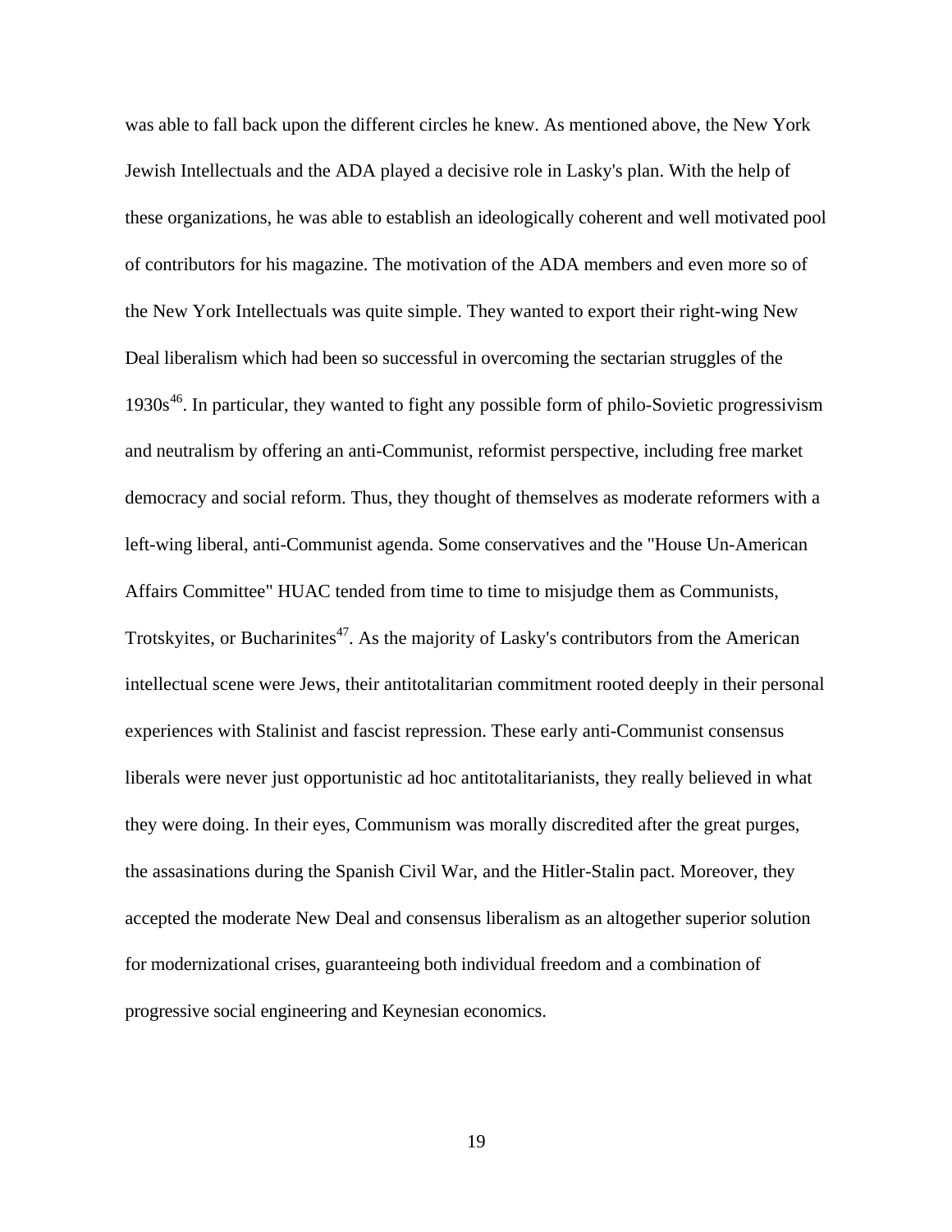was able to fall back upon the different circles he knew. As mentioned above, the New York Jewish Intellectuals and the ADA played a decisive role in Lasky's plan. With the help of these organizations, he was able to establish an ideologically coherent and well motivated pool of contributors for his magazine. The motivation of the ADA members and even more so of the New York Intellectuals was quite simple. They wanted to export their right-wing New Deal liberalism which had been so successful in overcoming the sectarian struggles of the 1930s[46]. In particular, they wanted to fight any possible form of philo-Sovietic progressivism and neutralism by offering an anti-Communist, reformist perspective, including free market democracy and social reform. Thus, they thought of themselves as moderate reformers with a left-wing liberal, anti-Communist agenda. Some conservatives and the "House Un-American Affairs Committee" HUAC tended from time to time to misjudge them as Communists, Trotskyites, or Bucharinites[47]. As the majority of Lasky's contributors from the American intellectual scene were Jews, their antitotalitarian commitment rooted deeply in their personal experiences with Stalinist and fascist repression. These early anti-Communist consensus liberals were never just opportunistic ad hoc antitotalitarianists, they really believed in what they were doing. In their eyes, Communism was morally discredited after the great purges, the assasinations during the Spanish Civil War, and the Hitler-Stalin pact. Moreover, they accepted the moderate New Deal and consensus liberalism as an altogether superior solution for modernizational crises, guaranteeing both individual freedom and a combination of progressive social engineering and Keynesian economics.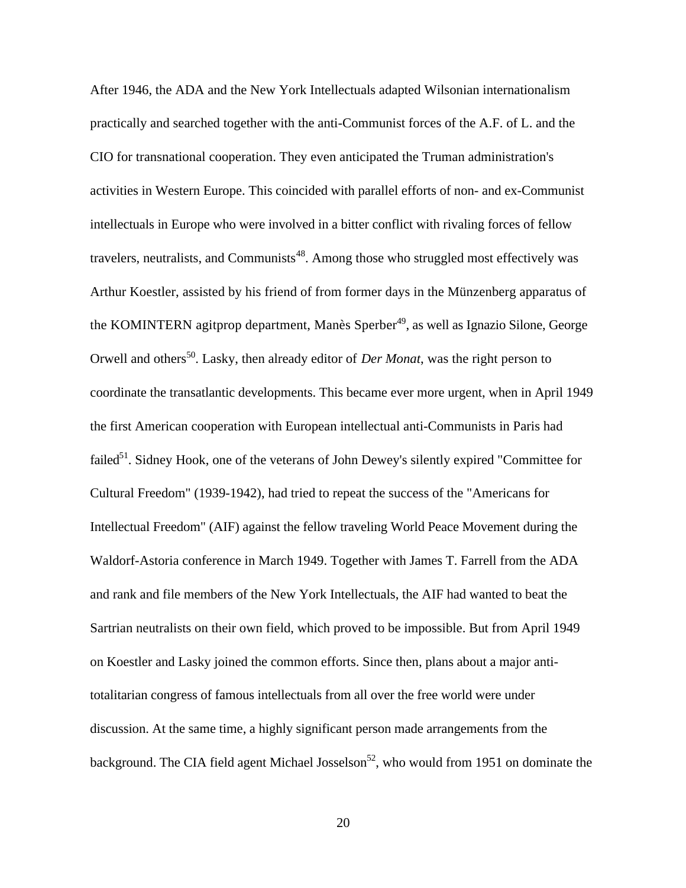After 1946, the ADA and the New York Intellectuals adapted Wilsonian internationalism practically and searched together with the anti-Communist forces of the A.F. of L. and the CIO for transnational cooperation. They even anticipated the Truman administration's activities in Western Europe. This coincided with parallel efforts of non- and ex-Communist intellectuals in Europe who were involved in a bitter conflict with rivaling forces of fellow travelers, neutralists, and Communists[48]. Among those who struggled most effectively was Arthur Koestler, assisted by his friend of from former days in the Münzenberg apparatus of the KOMINTERN agitprop department, Manès Sperber[49], as well as Ignazio Silone, George Orwell and others[50]. Lasky, then already editor of *Der Monat*, was the right person to coordinate the transatlantic developments. This became ever more urgent, when in April 1949 the first American cooperation with European intellectual anti-Communists in Paris had failed[51]. Sidney Hook, one of the veterans of John Dewey's silently expired "Committee for Cultural Freedom" (1939-1942), had tried to repeat the success of the "Americans for Intellectual Freedom" (AIF) against the fellow traveling World Peace Movement during the Waldorf-Astoria conference in March 1949. Together with James T. Farrell from the ADA and rank and file members of the New York Intellectuals, the AIF had wanted to beat the Sartrian neutralists on their own field, which proved to be impossible. But from April 1949 on Koestler and Lasky joined the common efforts. Since then, plans about a major anti-totalitarian congress of famous intellectuals from all over the free world were under discussion. At the same time, a highly significant person made arrangements from the background. The CIA field agent Michael Josselson[52], who would from 1951 on dominate the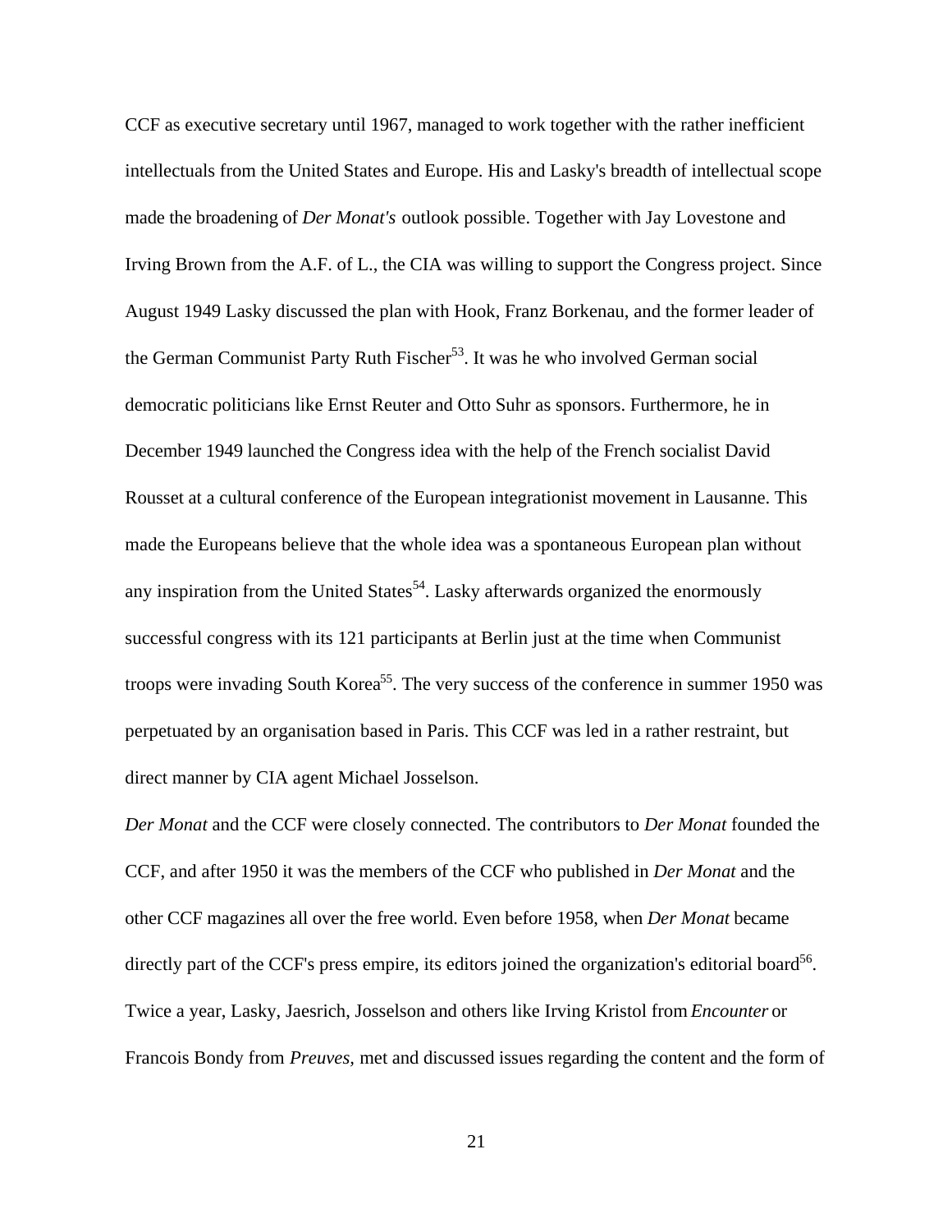CCF as executive secretary until 1967, managed to work together with the rather inefficient intellectuals from the United States and Europe. His and Lasky's breadth of intellectual scope made the broadening of *Der Monat's* outlook possible. Together with Jay Lovestone and Irving Brown from the A.F. of L., the CIA was willing to support the Congress project. Since August 1949 Lasky discussed the plan with Hook, Franz Borkenau, and the former leader of the German Communist Party Ruth Fischer[53]. It was he who involved German social democratic politicians like Ernst Reuter and Otto Suhr as sponsors. Furthermore, he in December 1949 launched the Congress idea with the help of the French socialist David Rousset at a cultural conference of the European integrationist movement in Lausanne. This made the Europeans believe that the whole idea was a spontaneous European plan without any inspiration from the United States[54]. Lasky afterwards organized the enormously successful congress with its 121 participants at Berlin just at the time when Communist troops were invading South Korea[55]. The very success of the conference in summer 1950 was perpetuated by an organisation based in Paris. This CCF was led in a rather restraint, but direct manner by CIA agent Michael Josselson.

*Der Monat* and the CCF were closely connected. The contributors to *Der Monat* founded the CCF, and after 1950 it was the members of the CCF who published in *Der Monat* and the other CCF magazines all over the free world. Even before 1958, when *Der Monat* became directly part of the CCF's press empire, its editors joined the organization's editorial board[56]. Twice a year, Lasky, Jaesrich, Josselson and others like Irving Kristol from *Encounter* or Francois Bondy from *Preuves,* met and discussed issues regarding the content and the form of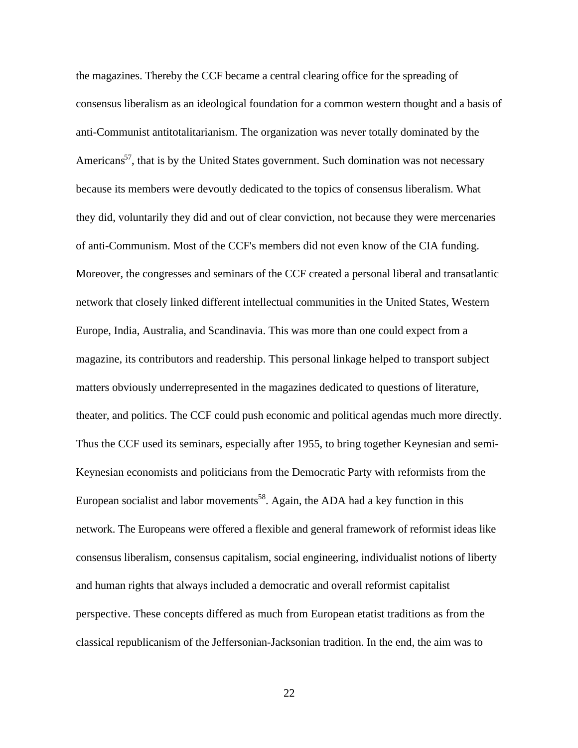the magazines. Thereby the CCF became a central clearing office for the spreading of consensus liberalism as an ideological foundation for a common western thought and a basis of anti-Communist antitotalitarianism. The organization was never totally dominated by the Americans[57], that is by the United States government. Such domination was not necessary because its members were devoutly dedicated to the topics of consensus liberalism. What they did, voluntarily they did and out of clear conviction, not because they were mercenaries of anti-Communism. Most of the CCF's members did not even know of the CIA funding. Moreover, the congresses and seminars of the CCF created a personal liberal and transatlantic network that closely linked different intellectual communities in the United States, Western Europe, India, Australia, and Scandinavia. This was more than one could expect from a magazine, its contributors and readership. This personal linkage helped to transport subject matters obviously underrepresented in the magazines dedicated to questions of literature, theater, and politics. The CCF could push economic and political agendas much more directly. Thus the CCF used its seminars, especially after 1955, to bring together Keynesian and semi-Keynesian economists and politicians from the Democratic Party with reformists from the European socialist and labor movements[58]. Again, the ADA had a key function in this network. The Europeans were offered a flexible and general framework of reformist ideas like consensus liberalism, consensus capitalism, social engineering, individualist notions of liberty and human rights that always included a democratic and overall reformist capitalist perspective. These concepts differed as much from European etatist traditions as from the classical republicanism of the Jeffersonian-Jacksonian tradition. In the end, the aim was to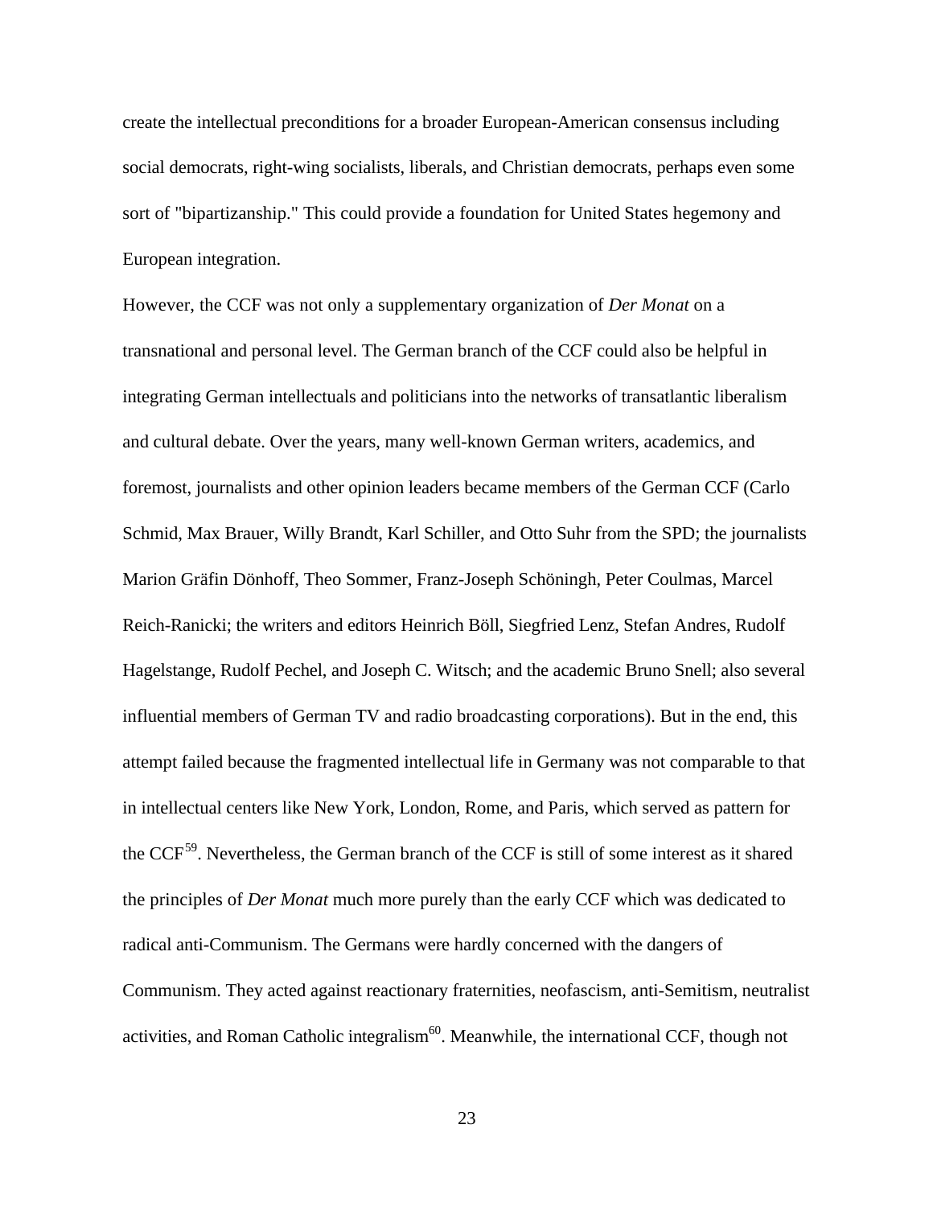create the intellectual preconditions for a broader European-American consensus including social democrats, right-wing socialists, liberals, and Christian democrats, perhaps even some sort of "bipartizanship." This could provide a foundation for United States hegemony and European integration.

However, the CCF was not only a supplementary organization of *Der Monat* on a transnational and personal level. The German branch of the CCF could also be helpful in integrating German intellectuals and politicians into the networks of transatlantic liberalism and cultural debate. Over the years, many well-known German writers, academics, and foremost, journalists and other opinion leaders became members of the German CCF (Carlo Schmid, Max Brauer, Willy Brandt, Karl Schiller, and Otto Suhr from the SPD; the journalists Marion Gräfin Dönhoff, Theo Sommer, Franz-Joseph Schöningh, Peter Coulmas, Marcel Reich-Ranicki; the writers and editors Heinrich Böll, Siegfried Lenz, Stefan Andres, Rudolf Hagelstange, Rudolf Pechel, and Joseph C. Witsch; and the academic Bruno Snell; also several influential members of German TV and radio broadcasting corporations). But in the end, this attempt failed because the fragmented intellectual life in Germany was not comparable to that in intellectual centers like New York, London, Rome, and Paris, which served as pattern for the CCF[59]. Nevertheless, the German branch of the CCF is still of some interest as it shared the principles of *Der Monat* much more purely than the early CCF which was dedicated to radical anti-Communism. The Germans were hardly concerned with the dangers of Communism. They acted against reactionary fraternities, neofascism, anti-Semitism, neutralist activities, and Roman Catholic integralism[60]. Meanwhile, the international CCF, though not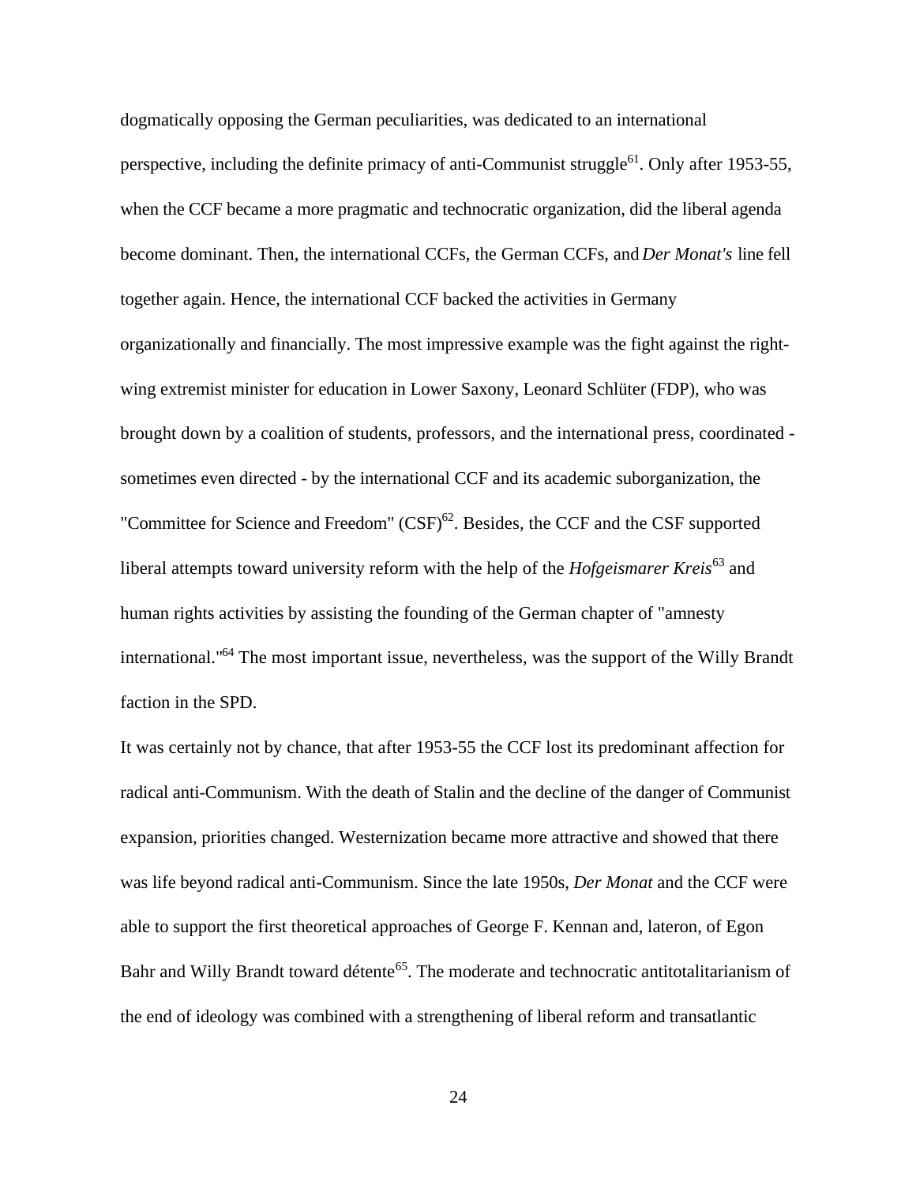dogmatically opposing the German peculiarities, was dedicated to an international perspective, including the definite primacy of anti-Communist struggle[61]. Only after 1953-55, when the CCF became a more pragmatic and technocratic organization, did the liberal agenda become dominant. Then, the international CCFs, the German CCFs, and *Der Monat's* line fell together again. Hence, the international CCF backed the activities in Germany organizationally and financially. The most impressive example was the fight against the right-wing extremist minister for education in Lower Saxony, Leonard Schlüter (FDP), who was brought down by a coalition of students, professors, and the international press, coordinated - sometimes even directed - by the international CCF and its academic suborganization, the "Committee for Science and Freedom" (CSF)[62]. Besides, the CCF and the CSF supported liberal attempts toward university reform with the help of the *Hofgeismarer Kreis*[63] and human rights activities by assisting the founding of the German chapter of "amnesty international."[64] The most important issue, nevertheless, was the support of the Willy Brandt faction in the SPD.

It was certainly not by chance, that after 1953-55 the CCF lost its predominant affection for radical anti-Communism. With the death of Stalin and the decline of the danger of Communist expansion, priorities changed. Westernization became more attractive and showed that there was life beyond radical anti-Communism. Since the late 1950s, *Der Monat* and the CCF were able to support the first theoretical approaches of George F. Kennan and, lateron, of Egon Bahr and Willy Brandt toward détente[65]. The moderate and technocratic antitotalitarianism of the end of ideology was combined with a strengthening of liberal reform and transatlantic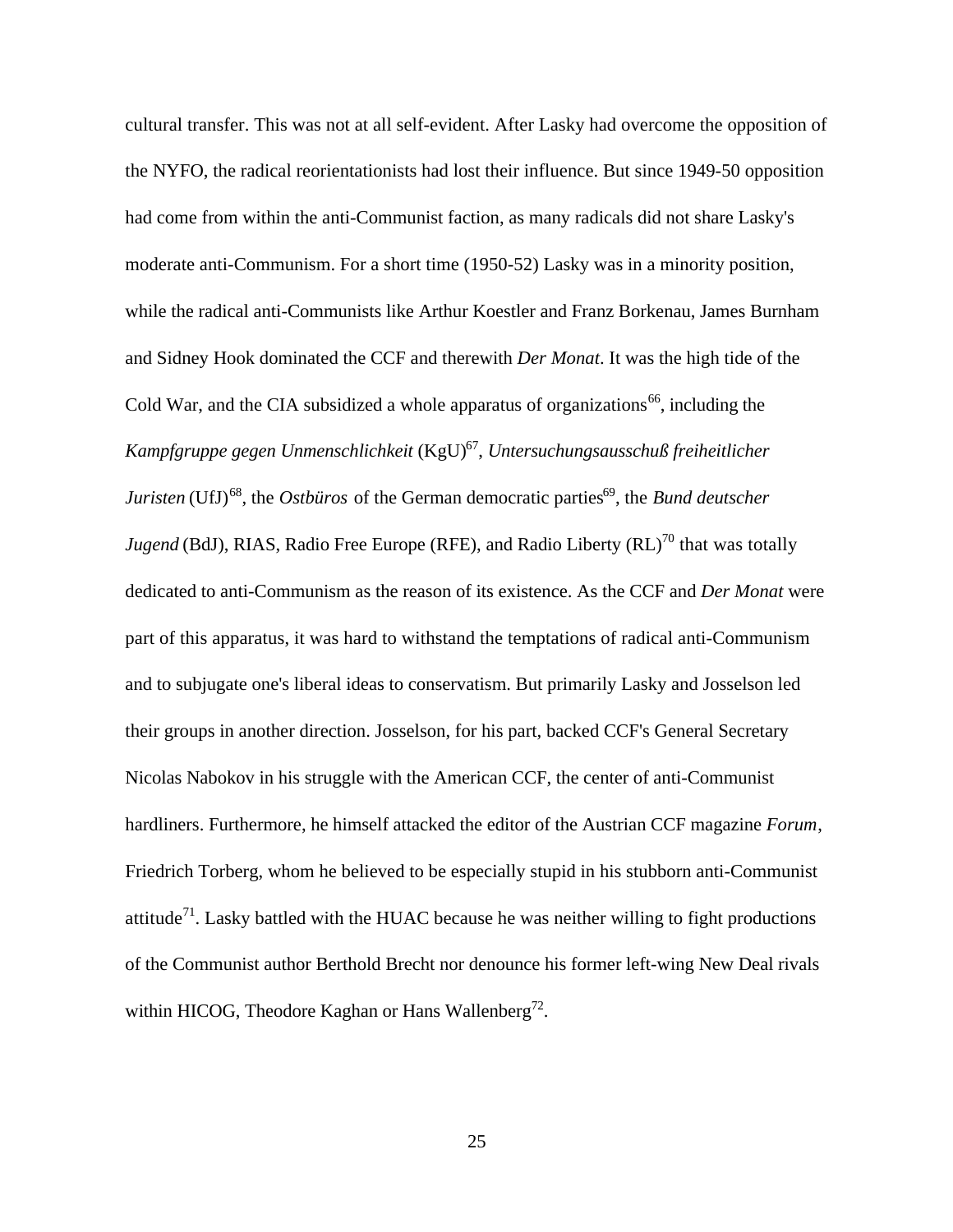cultural transfer. This was not at all self-evident. After Lasky had overcome the opposition of the NYFO, the radical reorientationists had lost their influence. But since 1949-50 opposition had come from within the anti-Communist faction, as many radicals did not share Lasky's moderate anti-Communism. For a short time (1950-52) Lasky was in a minority position, while the radical anti-Communists like Arthur Koestler and Franz Borkenau, James Burnham and Sidney Hook dominated the CCF and therewith *Der Monat*. It was the high tide of the Cold War, and the CIA subsidized a whole apparatus of organizations[66], including the *Kampfgruppe gegen Unmenschlichkeit* (KgU)[67], *Untersuchungsausschuß freiheitlicher Juristen* (UfJ)[68], the *Ostbüros* of the German democratic parties[69], the *Bund deutscher Jugend* (BdJ), RIAS, Radio Free Europe (RFE), and Radio Liberty (RL)[70] that was totally dedicated to anti-Communism as the reason of its existence. As the CCF and *Der Monat* were part of this apparatus, it was hard to withstand the temptations of radical anti-Communism and to subjugate one's liberal ideas to conservatism. But primarily Lasky and Josselson led their groups in another direction. Josselson, for his part, backed CCF's General Secretary Nicolas Nabokov in his struggle with the American CCF, the center of anti-Communist hardliners. Furthermore, he himself attacked the editor of the Austrian CCF magazine *Forum*, Friedrich Torberg, whom he believed to be especially stupid in his stubborn anti-Communist attitude[71]. Lasky battled with the HUAC because he was neither willing to fight productions of the Communist author Berthold Brecht nor denounce his former left-wing New Deal rivals within HICOG, Theodore Kaghan or Hans Wallenberg[72].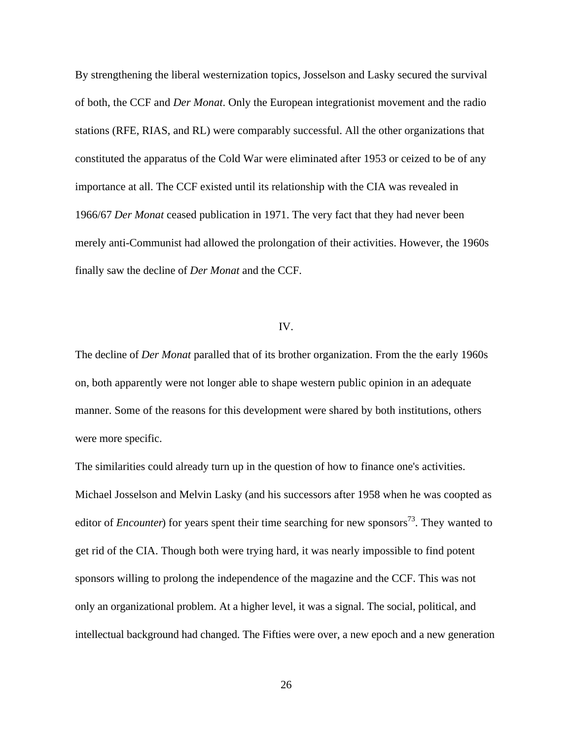By strengthening the liberal westernization topics, Josselson and Lasky secured the survival of both, the CCF and *Der Monat*. Only the European integrationist movement and the radio stations (RFE, RIAS, and RL) were comparably successful. All the other organizations that constituted the apparatus of the Cold War were eliminated after 1953 or ceized to be of any importance at all. The CCF existed until its relationship with the CIA was revealed in 1966/67 *Der Monat* ceased publication in 1971. The very fact that they had never been merely anti-Communist had allowed the prolongation of their activities. However, the 1960s finally saw the decline of *Der Monat* and the CCF.

## IV.

The decline of *Der Monat* paralled that of its brother organization. From the the early 1960s on, both apparently were not longer able to shape western public opinion in an adequate manner. Some of the reasons for this development were shared by both institutions, others were more specific.

The similarities could already turn up in the question of how to finance one's activities. Michael Josselson and Melvin Lasky (and his successors after 1958 when he was coopted as editor of *Encounter*) for years spent their time searching for new sponsors[73]. They wanted to get rid of the CIA. Though both were trying hard, it was nearly impossible to find potent sponsors willing to prolong the independence of the magazine and the CCF. This was not only an organizational problem. At a higher level, it was a signal. The social, political, and intellectual background had changed. The Fifties were over, a new epoch and a new generation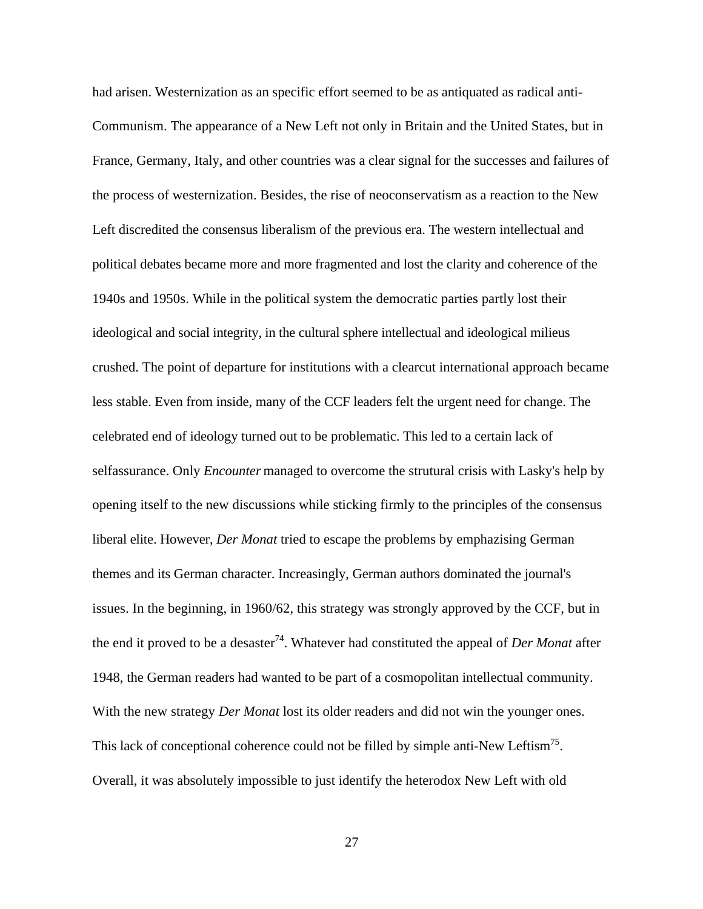had arisen. Westernization as an specific effort seemed to be as antiquated as radical anti-Communism. The appearance of a New Left not only in Britain and the United States, but in France, Germany, Italy, and other countries was a clear signal for the successes and failures of the process of westernization. Besides, the rise of neoconservatism as a reaction to the New Left discredited the consensus liberalism of the previous era. The western intellectual and political debates became more and more fragmented and lost the clarity and coherence of the 1940s and 1950s. While in the political system the democratic parties partly lost their ideological and social integrity, in the cultural sphere intellectual and ideological milieus crushed. The point of departure for institutions with a clearcut international approach became less stable. Even from inside, many of the CCF leaders felt the urgent need for change. The celebrated end of ideology turned out to be problematic. This led to a certain lack of selfassurance. Only *Encounter* managed to overcome the strutural crisis with Lasky's help by opening itself to the new discussions while sticking firmly to the principles of the consensus liberal elite. However, *Der Monat* tried to escape the problems by emphazising German themes and its German character. Increasingly, German authors dominated the journal's issues. In the beginning, in 1960/62, this strategy was strongly approved by the CCF, but in the end it proved to be a desaster[74]. Whatever had constituted the appeal of *Der Monat* after 1948, the German readers had wanted to be part of a cosmopolitan intellectual community. With the new strategy *Der Monat* lost its older readers and did not win the younger ones. This lack of conceptional coherence could not be filled by simple anti-New Leftism[75]. Overall, it was absolutely impossible to just identify the heterodox New Left with old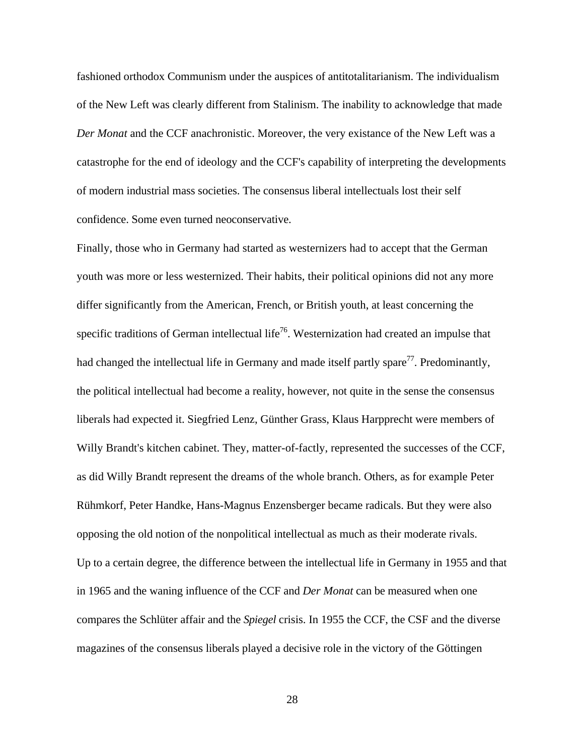fashioned orthodox Communism under the auspices of antitotalitarianism. The individualism of the New Left was clearly different from Stalinism. The inability to acknowledge that made *Der Monat* and the CCF anachronistic. Moreover, the very existance of the New Left was a catastrophe for the end of ideology and the CCF's capability of interpreting the developments of modern industrial mass societies. The consensus liberal intellectuals lost their self confidence. Some even turned neoconservative.

Finally, those who in Germany had started as westernizers had to accept that the German youth was more or less westernized. Their habits, their political opinions did not any more differ significantly from the American, French, or British youth, at least concerning the specific traditions of German intellectual life[76]. Westernization had created an impulse that had changed the intellectual life in Germany and made itself partly spare[77]. Predominantly, the political intellectual had become a reality, however, not quite in the sense the consensus liberals had expected it. Siegfried Lenz, Günther Grass, Klaus Harpprecht were members of Willy Brandt's kitchen cabinet. They, matter-of-factly, represented the successes of the CCF, as did Willy Brandt represent the dreams of the whole branch. Others, as for example Peter Rühmkorf, Peter Handke, Hans-Magnus Enzensberger became radicals. But they were also opposing the old notion of the nonpolitical intellectual as much as their moderate rivals.

Up to a certain degree, the difference between the intellectual life in Germany in 1955 and that in 1965 and the waning influence of the CCF and *Der Monat* can be measured when one compares the Schlüter affair and the *Spiegel* crisis. In 1955 the CCF, the CSF and the diverse magazines of the consensus liberals played a decisive role in the victory of the Göttingen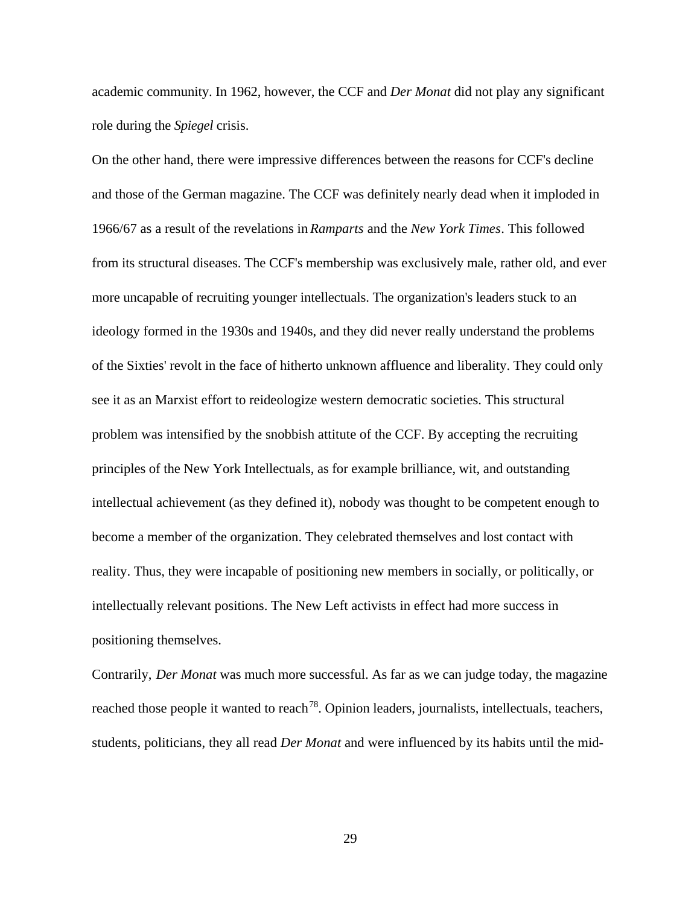academic community. In 1962, however, the CCF and *Der Monat* did not play any significant role during the *Spiegel* crisis.

On the other hand, there were impressive differences between the reasons for CCF's decline and those of the German magazine. The CCF was definitely nearly dead when it imploded in 1966/67 as a result of the revelations in *Ramparts* and the *New York Times*. This followed from its structural diseases. The CCF's membership was exclusively male, rather old, and ever more uncapable of recruiting younger intellectuals. The organization's leaders stuck to an ideology formed in the 1930s and 1940s, and they did never really understand the problems of the Sixties' revolt in the face of hitherto unknown affluence and liberality. They could only see it as an Marxist effort to reideologize western democratic societies. This structural problem was intensified by the snobbish attitute of the CCF. By accepting the recruiting principles of the New York Intellectuals, as for example brilliance, wit, and outstanding intellectual achievement (as they defined it), nobody was thought to be competent enough to become a member of the organization. They celebrated themselves and lost contact with reality. Thus, they were incapable of positioning new members in socially, or politically, or intellectually relevant positions. The New Left activists in effect had more success in positioning themselves.

Contrarily, *Der Monat* was much more successful. As far as we can judge today, the magazine reached those people it wanted to reach[78]. Opinion leaders, journalists, intellectuals, teachers, students, politicians, they all read *Der Monat* and were influenced by its habits until the mid-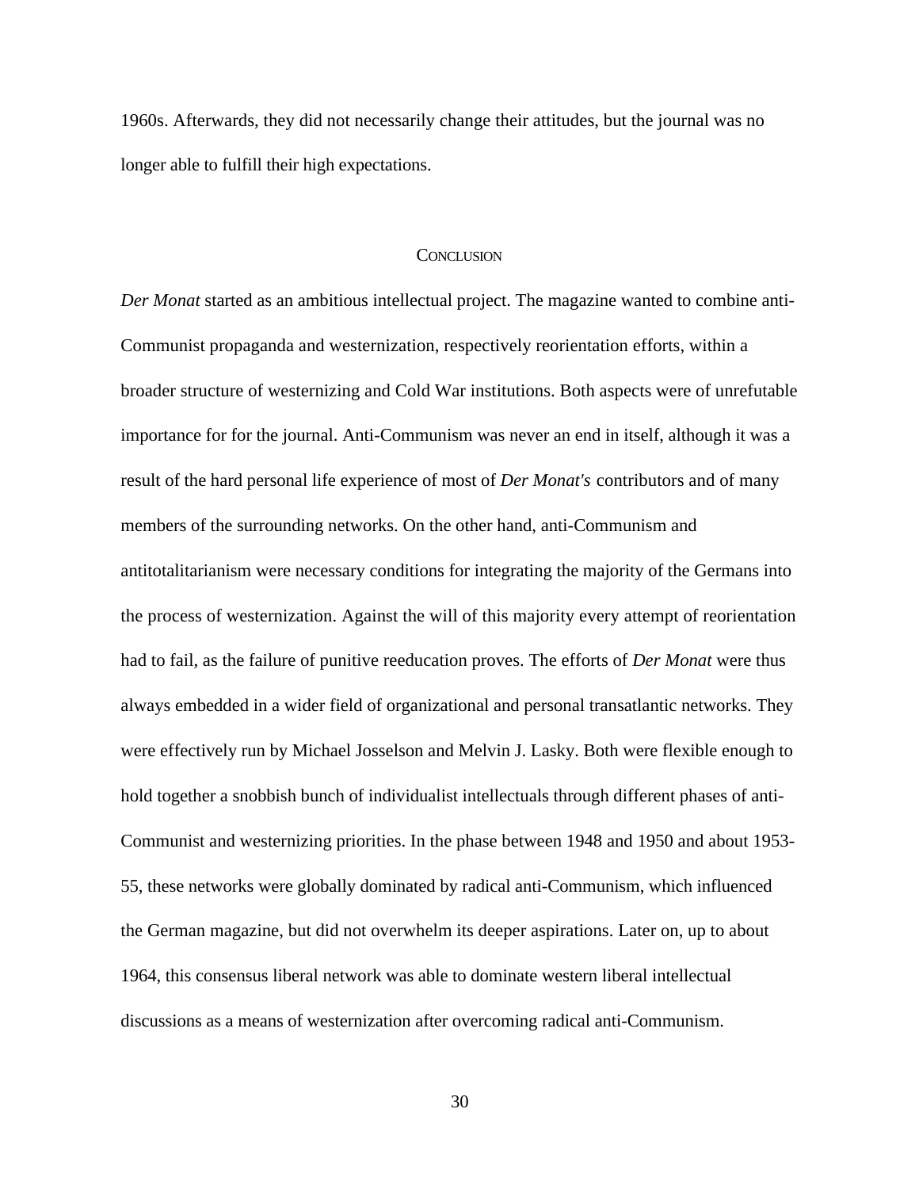1960s. Afterwards, they did not necessarily change their attitudes, but the journal was no longer able to fulfill their high expectations.

## Conclusion

*Der Monat* started as an ambitious intellectual project. The magazine wanted to combine anti-Communist propaganda and westernization, respectively reorientation efforts, within a broader structure of westernizing and Cold War institutions. Both aspects were of unrefutable importance for for the journal. Anti-Communism was never an end in itself, although it was a result of the hard personal life experience of most of *Der Monat's* contributors and of many members of the surrounding networks. On the other hand, anti-Communism and antitotalitarianism were necessary conditions for integrating the majority of the Germans into the process of westernization. Against the will of this majority every attempt of reorientation had to fail, as the failure of punitive reeducation proves. The efforts of *Der Monat* were thus always embedded in a wider field of organizational and personal transatlantic networks. They were effectively run by Michael Josselson and Melvin J. Lasky. Both were flexible enough to hold together a snobbish bunch of individualist intellectuals through different phases of anti-Communist and westernizing priorities. In the phase between 1948 and 1950 and about 1953-55, these networks were globally dominated by radical anti-Communism, which influenced the German magazine, but did not overwhelm its deeper aspirations. Later on, up to about 1964, this consensus liberal network was able to dominate western liberal intellectual discussions as a means of westernization after overcoming radical anti-Communism.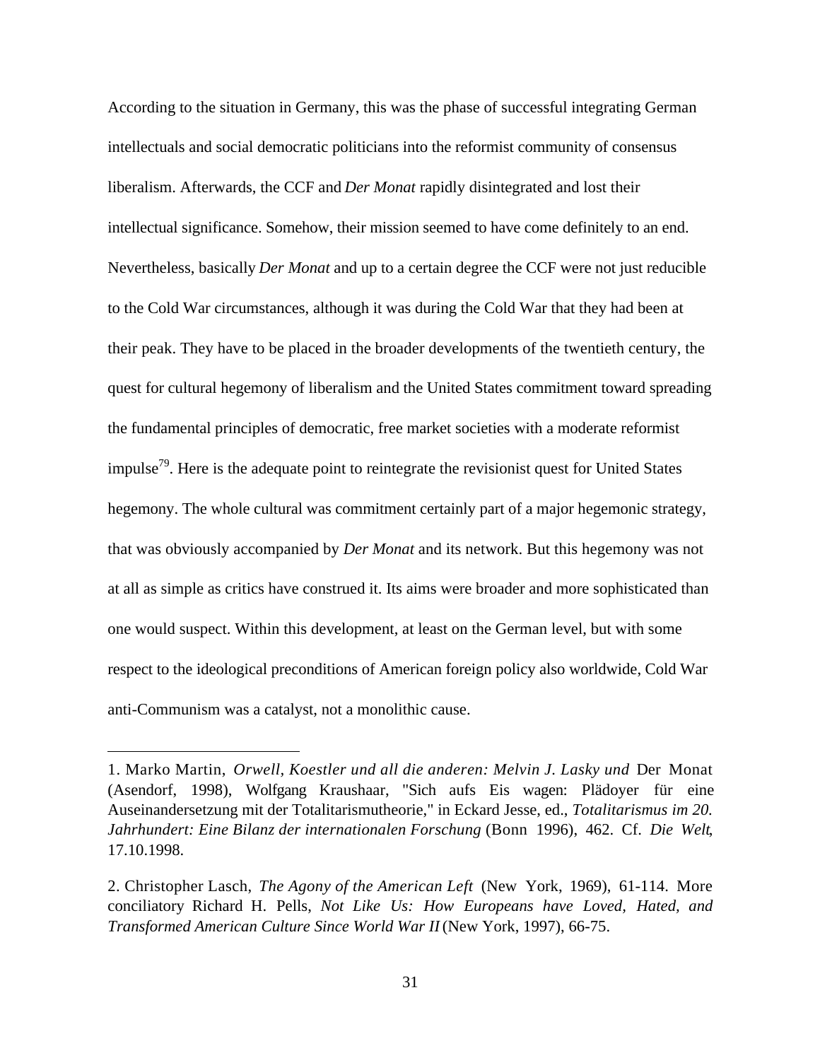According to the situation in Germany, this was the phase of successful integrating German intellectuals and social democratic politicians into the reformist community of consensus liberalism. Afterwards, the CCF and *Der Monat* rapidly disintegrated and lost their intellectual significance. Somehow, their mission seemed to have come definitely to an end. Nevertheless, basically *Der Monat* and up to a certain degree the CCF were not just reducible to the Cold War circumstances, although it was during the Cold War that they had been at their peak. They have to be placed in the broader developments of the twentieth century, the quest for cultural hegemony of liberalism and the United States commitment toward spreading the fundamental principles of democratic, free market societies with a moderate reformist impulse[79]. Here is the adequate point to reintegrate the revisionist quest for United States hegemony. The whole cultural was commitment certainly part of a major hegemonic strategy, that was obviously accompanied by *Der Monat* and its network. But this hegemony was not at all as simple as critics have construed it. Its aims were broader and more sophisticated than one would suspect. Within this development, at least on the German level, but with some respect to the ideological preconditions of American foreign policy also worldwide, Cold War anti-Communism was a catalyst, not a monolithic cause.

---

1. Marko Martin, *Orwell, Koestler und all die anderen: Melvin J. Lasky und* Der Monat (Asendorf, 1998), Wolfgang Kraushaar, "Sich aufs Eis wagen: Plädoyer für eine Auseinandersetzung mit der Totalitarismutheorie," in Eckard Jesse, ed., *Totalitarismus im 20. Jahrhundert: Eine Bilanz der internationalen Forschung* (Bonn 1996), 462. Cf. *Die Welt*, 17.10.1998.

2. Christopher Lasch, *The Agony of the American Left* (New York, 1969), 61-114. More conciliatory Richard H. Pells, *Not Like Us: How Europeans have Loved, Hated, and Transformed American Culture Since World War II* (New York, 1997), 66-75.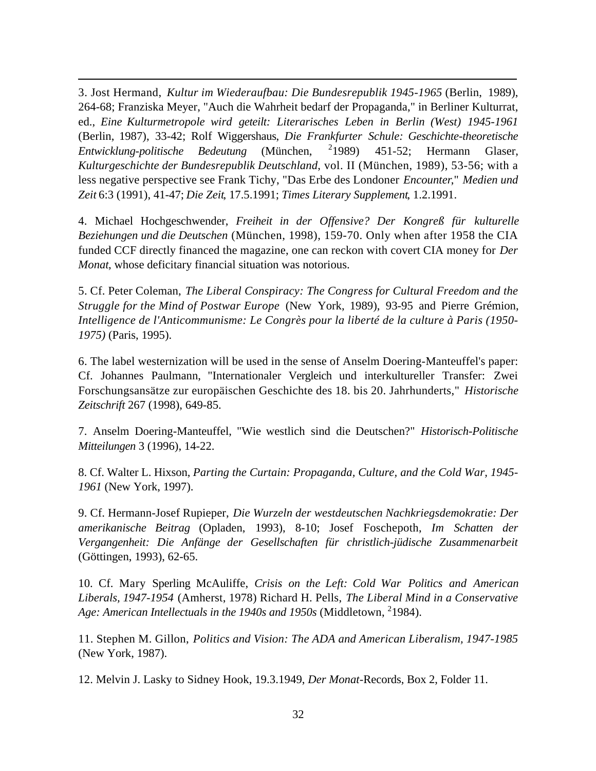3. Jost Hermand, *Kultur im Wiederaufbau: Die Bundesrepublik 1945-1965* (Berlin, 1989), 264-68; Franziska Meyer, "Auch die Wahrheit bedarf der Propaganda," in Berliner Kulturrat, ed., *Eine Kulturmetropole wird geteilt: Literarisches Leben in Berlin (West) 1945-1961* (Berlin, 1987), 33-42; Rolf Wiggershaus, *Die Frankfurter Schule: Geschichte-theoretische Entwicklung-politische Bedeutung* (München, [2]1989) 451-52; Hermann Glaser, *Kulturgeschichte der Bundesrepublik Deutschland*, vol. II (München, 1989), 53-56; with a less negative perspective see Frank Tichy, "Das Erbe des Londoner *Encounter*," *Medien und Zeit* 6:3 (1991), 41-47; *Die Zeit*, 17.5.1991; *Times Literary Supplement*, 1.2.1991.

4. Michael Hochgeschwender, *Freiheit in der Offensive? Der Kongreß für kulturelle Beziehungen und die Deutschen* (München, 1998), 159-70. Only when after 1958 the CIA funded CCF directly financed the magazine, one can reckon with covert CIA money for *Der Monat*, whose deficitary financial situation was notorious.

5. Cf. Peter Coleman, *The Liberal Conspiracy: The Congress for Cultural Freedom and the Struggle for the Mind of Postwar Europe* (New York, 1989), 93-95 and Pierre Grémion, *Intelligence de l'Anticommunisme: Le Congrès pour la liberté de la culture à Paris (1950-1975)* (Paris, 1995).

6. The label westernization will be used in the sense of Anselm Doering-Manteuffel's paper: Cf. Johannes Paulmann, "Internationaler Vergleich und interkultureller Transfer: Zwei Forschungsansätze zur europäischen Geschichte des 18. bis 20. Jahrhunderts," *Historische Zeitschrift* 267 (1998), 649-85.

7. Anselm Doering-Manteuffel, "Wie westlich sind die Deutschen?" *Historisch-Politische Mitteilungen* 3 (1996), 14-22.

8. Cf. Walter L. Hixson, *Parting the Curtain: Propaganda, Culture, and the Cold War, 1945-1961* (New York, 1997).

9. Cf. Hermann-Josef Rupieper, *Die Wurzeln der westdeutschen Nachkriegsdemokratie: Der amerikanische Beitrag* (Opladen, 1993), 8-10; Josef Foschepoth, *Im Schatten der Vergangenheit: Die Anfänge der Gesellschaften für christlich-jüdische Zusammenarbeit* (Göttingen, 1993), 62-65.

10. Cf. Mary Sperling McAuliffe, *Crisis on the Left: Cold War Politics and American Liberals, 1947-1954* (Amherst, 1978) Richard H. Pells, *The Liberal Mind in a Conservative Age: American Intellectuals in the 1940s and 1950s* (Middletown, [2]1984).

11. Stephen M. Gillon, *Politics and Vision: The ADA and American Liberalism, 1947-1985* (New York, 1987).

12. Melvin J. Lasky to Sidney Hook, 19.3.1949, *Der Monat*-Records, Box 2, Folder 11.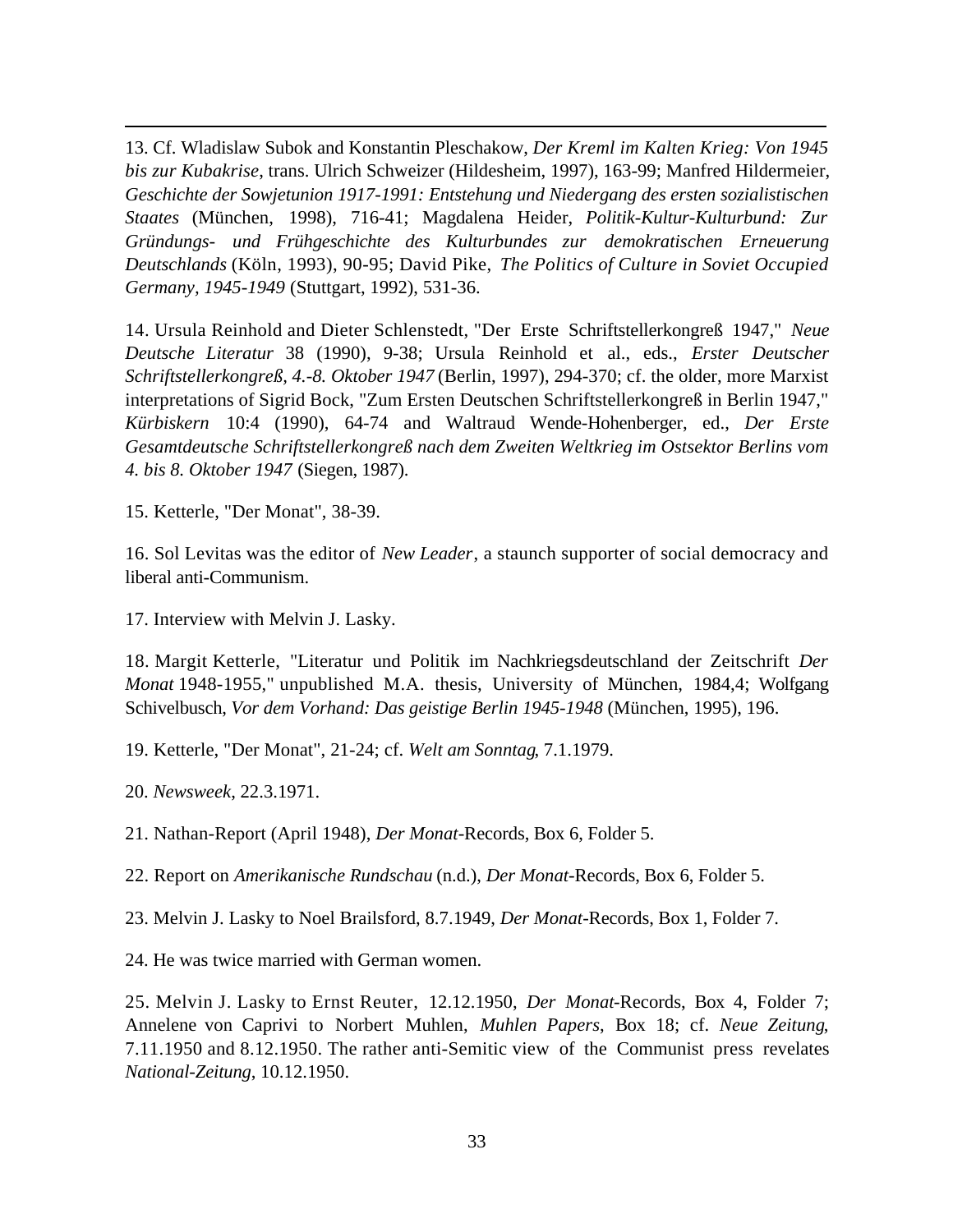13. Cf. Wladislaw Subok and Konstantin Pleschakow, *Der Kreml im Kalten Krieg: Von 1945 bis zur Kubakrise*, trans. Ulrich Schweizer (Hildesheim, 1997), 163-99; Manfred Hildermeier, *Geschichte der Sowjetunion 1917-1991: Entstehung und Niedergang des ersten sozialistischen Staates* (München, 1998), 716-41; Magdalena Heider, *Politik-Kultur-Kulturbund: Zur Gründungs- und Frühgeschichte des Kulturbundes zur demokratischen Erneuerung Deutschlands* (Köln, 1993), 90-95; David Pike, *The Politics of Culture in Soviet Occupied Germany, 1945-1949* (Stuttgart, 1992), 531-36.

14. Ursula Reinhold and Dieter Schlenstedt, "Der Erste Schriftstellerkongreß 1947," *Neue Deutsche Literatur* 38 (1990), 9-38; Ursula Reinhold et al., eds., *Erster Deutscher Schriftstellerkongreß, 4.-8. Oktober 1947* (Berlin, 1997), 294-370; cf. the older, more Marxist interpretations of Sigrid Bock, "Zum Ersten Deutschen Schriftstellerkongreß in Berlin 1947," *Kürbiskern* 10:4 (1990), 64-74 and Waltraud Wende-Hohenberger, ed., *Der Erste Gesamtdeutsche Schriftstellerkongreß nach dem Zweiten Weltkrieg im Ostsektor Berlins vom 4. bis 8. Oktober 1947* (Siegen, 1987).

15. Ketterle, "Der Monat", 38-39.

16. Sol Levitas was the editor of *New Leader*, a staunch supporter of social democracy and liberal anti-Communism.

17. Interview with Melvin J. Lasky.

18. Margit Ketterle, "Literatur und Politik im Nachkriegsdeutschland der Zeitschrift *Der Monat* 1948-1955," unpublished M.A. thesis, University of München, 1984,4; Wolfgang Schivelbusch, *Vor dem Vorhand: Das geistige Berlin 1945-1948* (München, 1995), 196.

19. Ketterle, "Der Monat", 21-24; cf. *Welt am Sonntag*, 7.1.1979.

20. *Newsweek*, 22.3.1971.

21. Nathan-Report (April 1948), *Der Monat*-Records, Box 6, Folder 5.

22. Report on *Amerikanische Rundschau* (n.d.), *Der Monat*-Records, Box 6, Folder 5.

23. Melvin J. Lasky to Noel Brailsford, 8.7.1949, *Der Monat*-Records, Box 1, Folder 7.

24. He was twice married with German women.

25. Melvin J. Lasky to Ernst Reuter, 12.12.1950, *Der Monat*-Records, Box 4, Folder 7; Annelene von Caprivi to Norbert Muhlen, *Muhlen Papers*, Box 18; cf. *Neue Zeitung*, 7.11.1950 and 8.12.1950. The rather anti-Semitic view of the Communist press revelates *National-Zeitung*, 10.12.1950.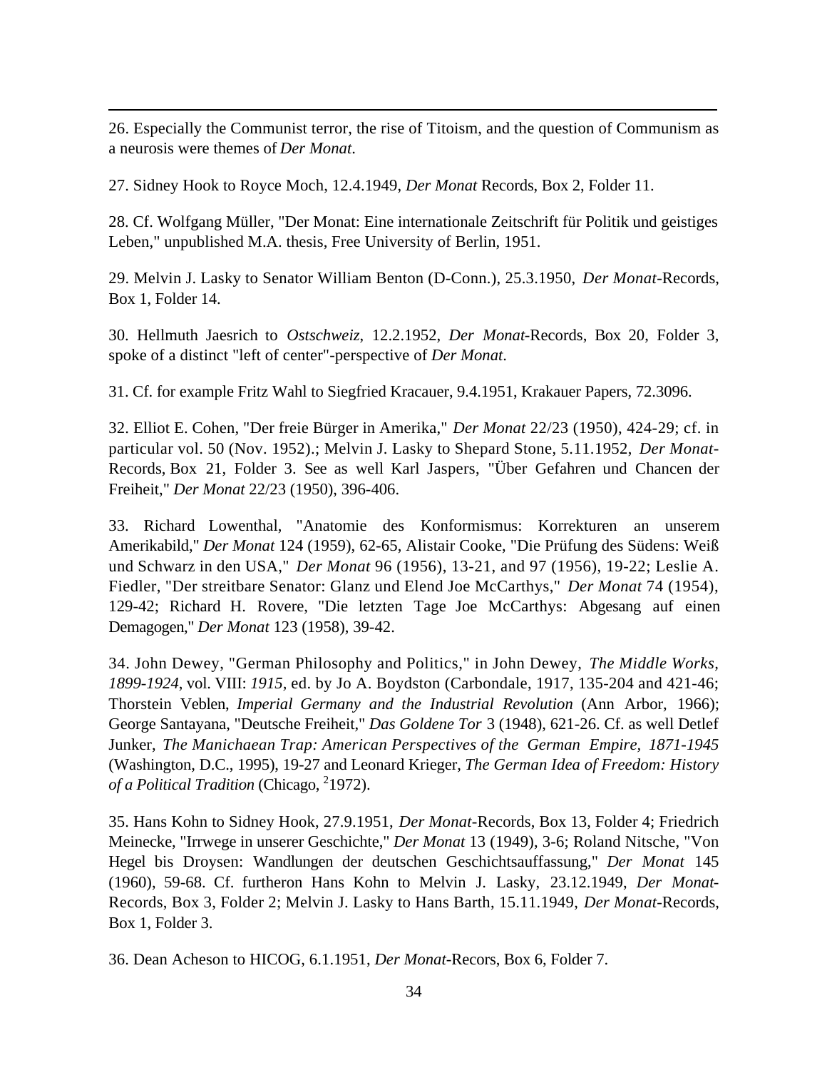26. Especially the Communist terror, the rise of Titoism, and the question of Communism as a neurosis were themes of *Der Monat*.

27. Sidney Hook to Royce Moch, 12.4.1949, *Der Monat* Records, Box 2, Folder 11.

28. Cf. Wolfgang Müller, "Der Monat: Eine internationale Zeitschrift für Politik und geistiges Leben," unpublished M.A. thesis, Free University of Berlin, 1951.

29. Melvin J. Lasky to Senator William Benton (D-Conn.), 25.3.1950, *Der Monat*-Records, Box 1, Folder 14.

30. Hellmuth Jaesrich to *Ostschweiz*, 12.2.1952, *Der Monat*-Records, Box 20, Folder 3, spoke of a distinct "left of center"-perspective of *Der Monat*.

31. Cf. for example Fritz Wahl to Siegfried Kracauer, 9.4.1951, Krakauer Papers, 72.3096.

32. Elliot E. Cohen, "Der freie Bürger in Amerika," *Der Monat* 22/23 (1950), 424-29; cf. in particular vol. 50 (Nov. 1952).; Melvin J. Lasky to Shepard Stone, 5.11.1952, *Der Monat*-Records, Box 21, Folder 3. See as well Karl Jaspers, "Über Gefahren und Chancen der Freiheit," *Der Monat* 22/23 (1950), 396-406.

33. Richard Lowenthal, "Anatomie des Konformismus: Korrekturen an unserem Amerikabild," *Der Monat* 124 (1959), 62-65, Alistair Cooke, "Die Prüfung des Südens: Weiß und Schwarz in den USA," *Der Monat* 96 (1956), 13-21, and 97 (1956), 19-22; Leslie A. Fiedler, "Der streitbare Senator: Glanz und Elend Joe McCarthys," *Der Monat* 74 (1954), 129-42; Richard H. Rovere, "Die letzten Tage Joe McCarthys: Abgesang auf einen Demagogen," *Der Monat* 123 (1958), 39-42.

34. John Dewey, "German Philosophy and Politics," in John Dewey, *The Middle Works, 1899-1924*, vol. VIII: *1915*, ed. by Jo A. Boydston (Carbondale, 1917, 135-204 and 421-46; Thorstein Veblen, *Imperial Germany and the Industrial Revolution* (Ann Arbor, 1966); George Santayana, "Deutsche Freiheit," *Das Goldene Tor* 3 (1948), 621-26. Cf. as well Detlef Junker, *The Manichaean Trap: American Perspectives of the German Empire, 1871-1945* (Washington, D.C., 1995), 19-27 and Leonard Krieger, *The German Idea of Freedom: History of a Political Tradition* (Chicago, [2]1972).

35. Hans Kohn to Sidney Hook, 27.9.1951, *Der Monat*-Records, Box 13, Folder 4; Friedrich Meinecke, "Irrwege in unserer Geschichte," *Der Monat* 13 (1949), 3-6; Roland Nitsche, "Von Hegel bis Droysen: Wandlungen der deutschen Geschichtsauffassung," *Der Monat* 145 (1960), 59-68. Cf. furtheron Hans Kohn to Melvin J. Lasky, 23.12.1949, *Der Monat*-Records, Box 3, Folder 2; Melvin J. Lasky to Hans Barth, 15.11.1949, *Der Monat*-Records, Box 1, Folder 3.

36. Dean Acheson to HICOG, 6.1.1951, *Der Monat*-Recors, Box 6, Folder 7.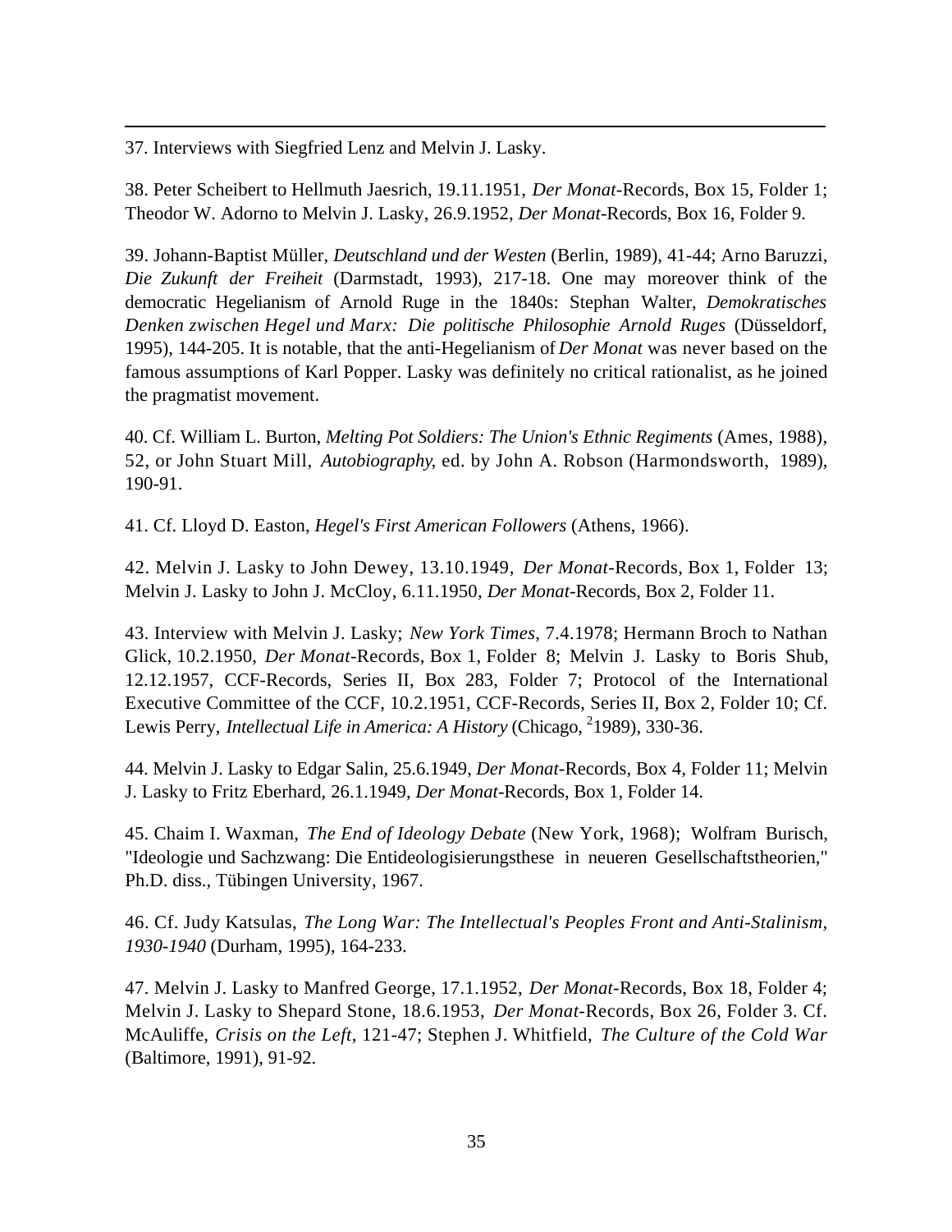37. Interviews with Siegfried Lenz and Melvin J. Lasky.

38. Peter Scheibert to Hellmuth Jaesrich, 19.11.1951, *Der Monat*-Records, Box 15, Folder 1; Theodor W. Adorno to Melvin J. Lasky, 26.9.1952, *Der Monat*-Records, Box 16, Folder 9.

39. Johann-Baptist Müller, *Deutschland und der Westen* (Berlin, 1989), 41-44; Arno Baruzzi, *Die Zukunft der Freiheit* (Darmstadt, 1993), 217-18. One may moreover think of the democratic Hegelianism of Arnold Ruge in the 1840s: Stephan Walter, *Demokratisches Denken zwischen Hegel und Marx: Die politische Philosophie Arnold Ruges* (Düsseldorf, 1995), 144-205. It is notable, that the anti-Hegelianism of *Der Monat* was never based on the famous assumptions of Karl Popper. Lasky was definitely no critical rationalist, as he joined the pragmatist movement.

40. Cf. William L. Burton, *Melting Pot Soldiers: The Union's Ethnic Regiments* (Ames, 1988), 52, or John Stuart Mill, *Autobiography*, ed. by John A. Robson (Harmondsworth, 1989), 190-91.

41. Cf. Lloyd D. Easton, *Hegel's First American Followers* (Athens, 1966).

42. Melvin J. Lasky to John Dewey, 13.10.1949, *Der Monat*-Records, Box 1, Folder 13; Melvin J. Lasky to John J. McCloy, 6.11.1950, *Der Monat*-Records, Box 2, Folder 11.

43. Interview with Melvin J. Lasky; *New York Times*, 7.4.1978; Hermann Broch to Nathan Glick, 10.2.1950, *Der Monat*-Records, Box 1, Folder 8; Melvin J. Lasky to Boris Shub, 12.12.1957, CCF-Records, Series II, Box 283, Folder 7; Protocol of the International Executive Committee of the CCF, 10.2.1951, CCF-Records, Series II, Box 2, Folder 10; Cf. Lewis Perry, *Intellectual Life in America: A History* (Chicago, [2]1989), 330-36.

44. Melvin J. Lasky to Edgar Salin, 25.6.1949, *Der Monat*-Records, Box 4, Folder 11; Melvin J. Lasky to Fritz Eberhard, 26.1.1949, *Der Monat*-Records, Box 1, Folder 14.

45. Chaim I. Waxman, *The End of Ideology Debate* (New York, 1968); Wolfram Burisch, "Ideologie und Sachzwang: Die Entideologisierungsthese in neueren Gesellschaftstheorien," Ph.D. diss., Tübingen University, 1967.

46. Cf. Judy Katsulas, *The Long War: The Intellectual's Peoples Front and Anti-Stalinism, 1930-1940* (Durham, 1995), 164-233.

47. Melvin J. Lasky to Manfred George, 17.1.1952, *Der Monat*-Records, Box 18, Folder 4; Melvin J. Lasky to Shepard Stone, 18.6.1953, *Der Monat*-Records, Box 26, Folder 3. Cf. McAuliffe, *Crisis on the Left*, 121-47; Stephen J. Whitfield, *The Culture of the Cold War* (Baltimore, 1991), 91-92.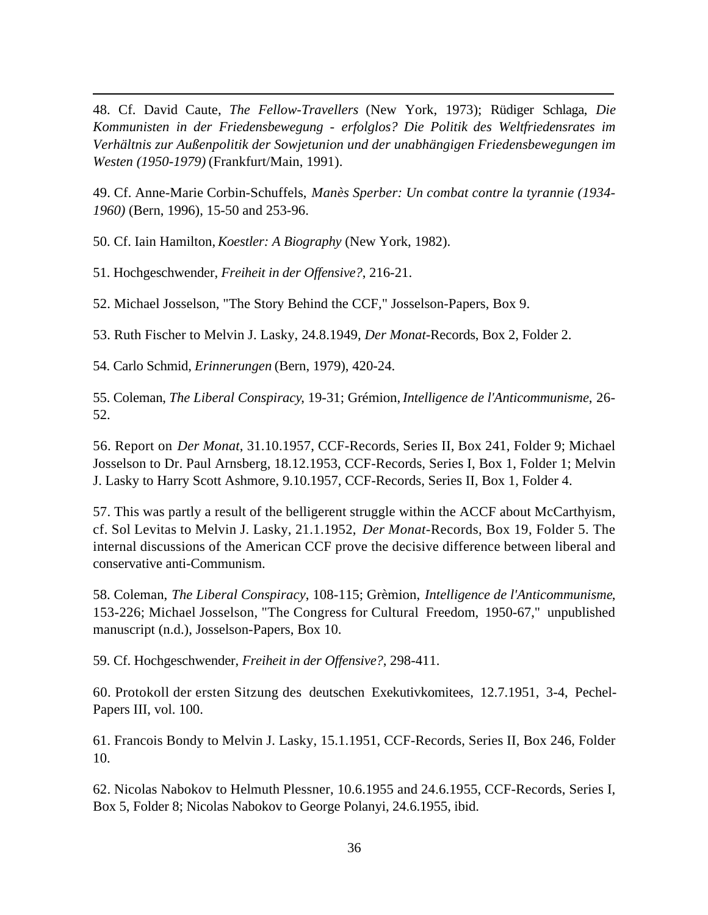48. Cf. David Caute, *The Fellow-Travellers* (New York, 1973); Rüdiger Schlaga, *Die Kommunisten in der Friedensbewegung - erfolglos? Die Politik des Weltfriedensrates im Verhältnis zur Außenpolitik der Sowjetunion und der unabhängigen Friedensbewegungen im Westen (1950-1979)* (Frankfurt/Main, 1991).

49. Cf. Anne-Marie Corbin-Schuffels, *Manès Sperber: Un combat contre la tyrannie (1934-1960)* (Bern, 1996), 15-50 and 253-96.

50. Cf. Iain Hamilton, *Koestler: A Biography* (New York, 1982).

51. Hochgeschwender, *Freiheit in der Offensive?*, 216-21.

52. Michael Josselson, "The Story Behind the CCF," Josselson-Papers, Box 9.

53. Ruth Fischer to Melvin J. Lasky, 24.8.1949, *Der Monat*-Records, Box 2, Folder 2.

54. Carlo Schmid, *Erinnerungen* (Bern, 1979), 420-24.

55. Coleman, *The Liberal Conspiracy*, 19-31; Grémion, *Intelligence de l'Anticommunisme*, 26-52.

56. Report on *Der Monat*, 31.10.1957, CCF-Records, Series II, Box 241, Folder 9; Michael Josselson to Dr. Paul Arnsberg, 18.12.1953, CCF-Records, Series I, Box 1, Folder 1; Melvin J. Lasky to Harry Scott Ashmore, 9.10.1957, CCF-Records, Series II, Box 1, Folder 4.

57. This was partly a result of the belligerent struggle within the ACCF about McCarthyism, cf. Sol Levitas to Melvin J. Lasky, 21.1.1952, *Der Monat*-Records, Box 19, Folder 5. The internal discussions of the American CCF prove the decisive difference between liberal and conservative anti-Communism.

58. Coleman, *The Liberal Conspiracy*, 108-115; Grèmion, *Intelligence de l'Anticommunisme*, 153-226; Michael Josselson, "The Congress for Cultural Freedom, 1950-67," unpublished manuscript (n.d.), Josselson-Papers, Box 10.

59. Cf. Hochgeschwender, *Freiheit in der Offensive?*, 298-411.

60. Protokoll der ersten Sitzung des deutschen Exekutivkomitees, 12.7.1951, 3-4, Pechel-Papers III, vol. 100.

61. Francois Bondy to Melvin J. Lasky, 15.1.1951, CCF-Records, Series II, Box 246, Folder 10.

62. Nicolas Nabokov to Helmuth Plessner, 10.6.1955 and 24.6.1955, CCF-Records, Series I, Box 5, Folder 8; Nicolas Nabokov to George Polanyi, 24.6.1955, ibid.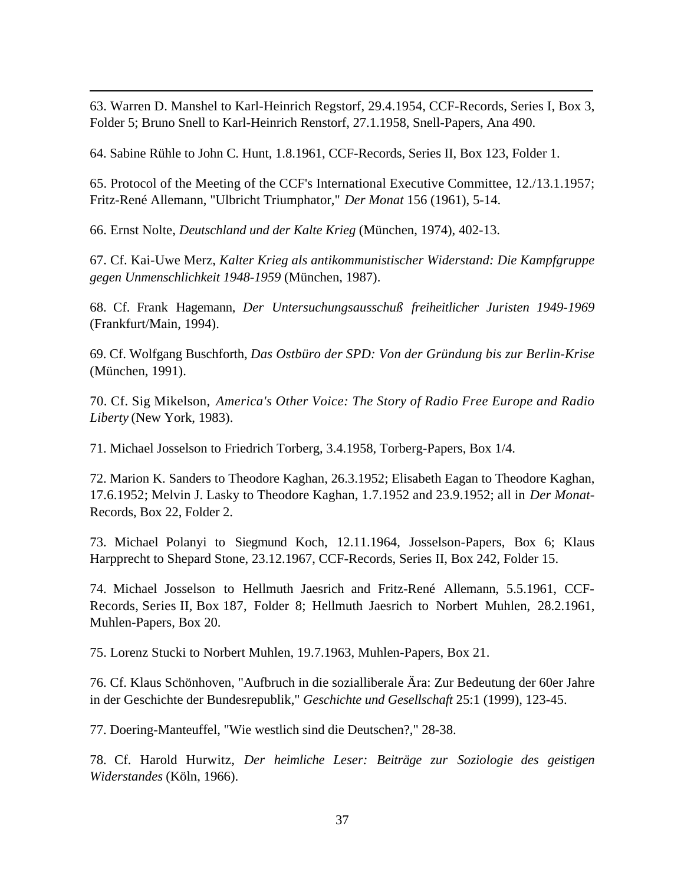63. Warren D. Manshel to Karl-Heinrich Regstorf, 29.4.1954, CCF-Records, Series I, Box 3, Folder 5; Bruno Snell to Karl-Heinrich Renstorf, 27.1.1958, Snell-Papers, Ana 490.

64. Sabine Rühle to John C. Hunt, 1.8.1961, CCF-Records, Series II, Box 123, Folder 1.

65. Protocol of the Meeting of the CCF's International Executive Committee, 12./13.1.1957; Fritz-René Allemann, "Ulbricht Triumphator," *Der Monat* 156 (1961), 5-14.

66. Ernst Nolte, *Deutschland und der Kalte Krieg* (München, 1974), 402-13.

67. Cf. Kai-Uwe Merz, *Kalter Krieg als antikommunistischer Widerstand: Die Kampfgruppe gegen Unmenschlichkeit 1948-1959* (München, 1987).

68. Cf. Frank Hagemann, *Der Untersuchungsausschuß freiheitlicher Juristen 1949-1969* (Frankfurt/Main, 1994).

69. Cf. Wolfgang Buschforth, *Das Ostbüro der SPD: Von der Gründung bis zur Berlin-Krise* (München, 1991).

70. Cf. Sig Mikelson, *America's Other Voice: The Story of Radio Free Europe and Radio Liberty* (New York, 1983).

71. Michael Josselson to Friedrich Torberg, 3.4.1958, Torberg-Papers, Box 1/4.

72. Marion K. Sanders to Theodore Kaghan, 26.3.1952; Elisabeth Eagan to Theodore Kaghan, 17.6.1952; Melvin J. Lasky to Theodore Kaghan, 1.7.1952 and 23.9.1952; all in *Der Monat*-Records, Box 22, Folder 2.

73. Michael Polanyi to Siegmund Koch, 12.11.1964, Josselson-Papers, Box 6; Klaus Harpprecht to Shepard Stone, 23.12.1967, CCF-Records, Series II, Box 242, Folder 15.

74. Michael Josselson to Hellmuth Jaesrich and Fritz-René Allemann, 5.5.1961, CCF-Records, Series II, Box 187, Folder 8; Hellmuth Jaesrich to Norbert Muhlen, 28.2.1961, Muhlen-Papers, Box 20.

75. Lorenz Stucki to Norbert Muhlen, 19.7.1963, Muhlen-Papers, Box 21.

76. Cf. Klaus Schönhoven, "Aufbruch in die sozialliberale Ära: Zur Bedeutung der 60er Jahre in der Geschichte der Bundesrepublik," *Geschichte und Gesellschaft* 25:1 (1999), 123-45.

77. Doering-Manteuffel, "Wie westlich sind die Deutschen?," 28-38.

78. Cf. Harold Hurwitz, *Der heimliche Leser: Beiträge zur Soziologie des geistigen Widerstandes* (Köln, 1966).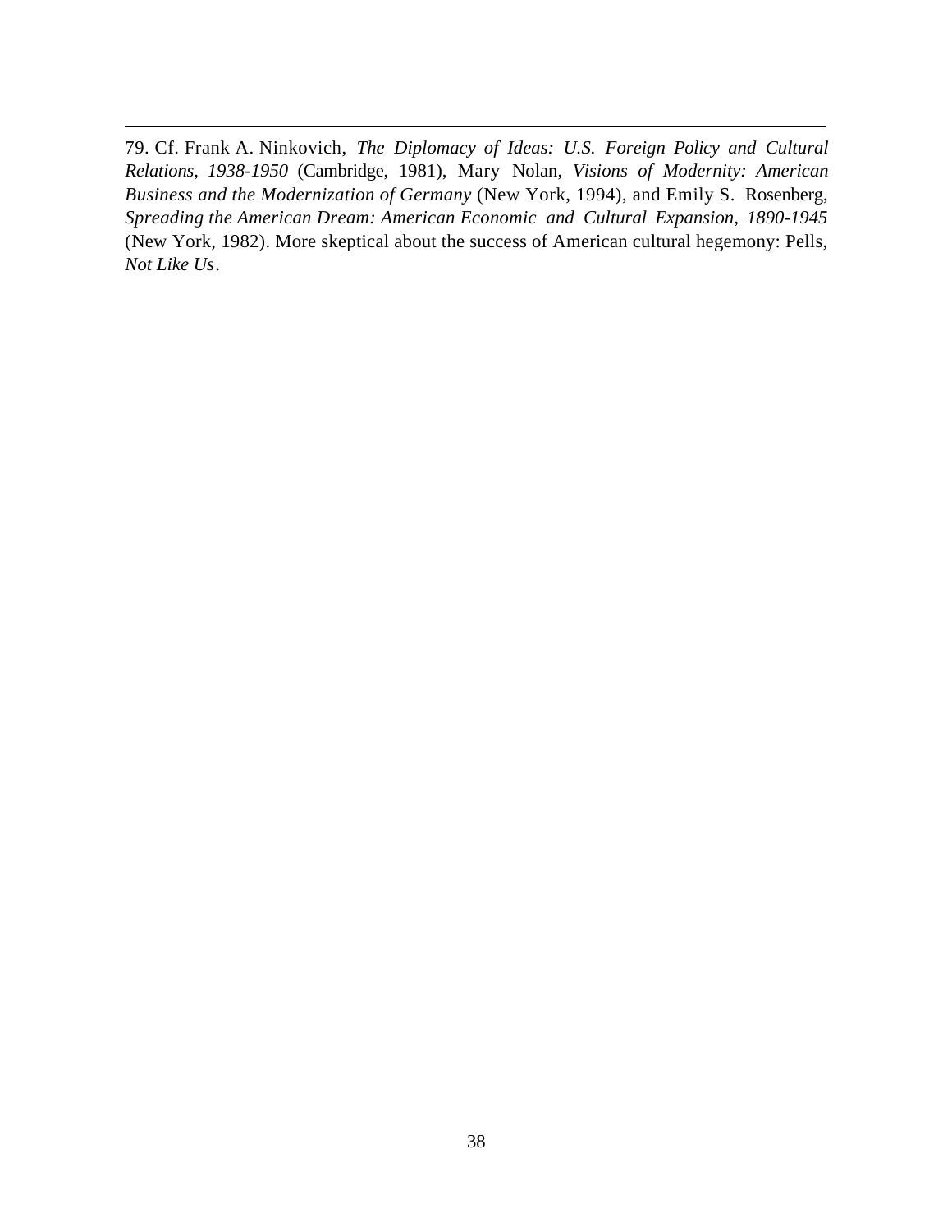79. Cf. Frank A. Ninkovich, *The Diplomacy of Ideas: U.S. Foreign Policy and Cultural Relations, 1938-1950* (Cambridge, 1981), Mary Nolan, *Visions of Modernity: American Business and the Modernization of Germany* (New York, 1994), and Emily S. Rosenberg, *Spreading the American Dream: American Economic and Cultural Expansion, 1890-1945* (New York, 1982). More skeptical about the success of American cultural hegemony: Pells, *Not Like Us*.